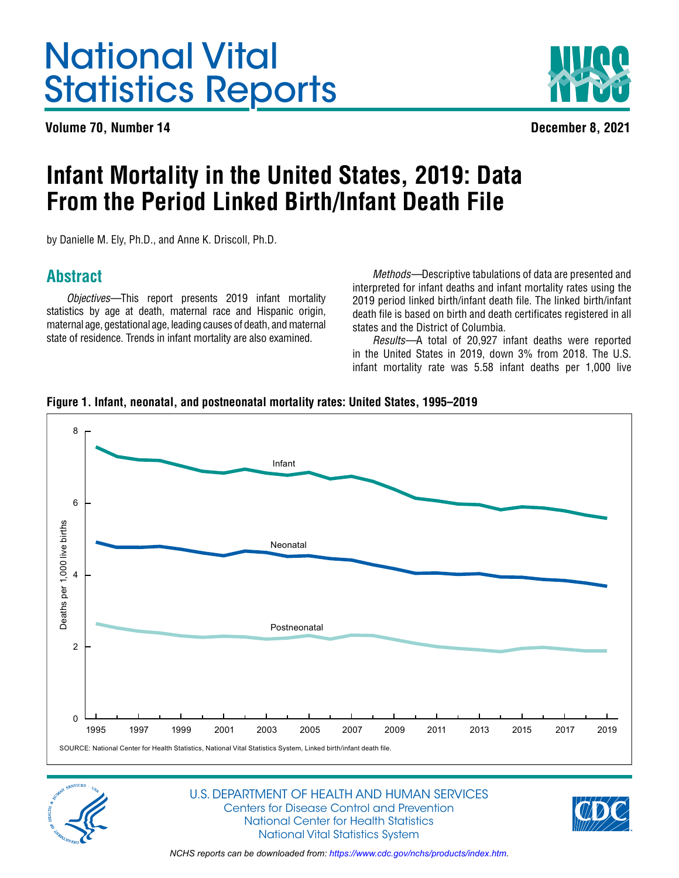# National Vital Statistics Reports

**Volume 70, Number 14** **December 8, 2021**

# Infant Mortality in the United States, 2019: Data From the Period Linked Birth/Infant Death File

by Danielle M. Ely, Ph.D., and Anne K. Driscoll, Ph.D.

## Abstract

*Objectives*—This report presents 2019 infant mortality statistics by age at death, maternal race and Hispanic origin, maternal age, gestational age, leading causes of death, and maternal state of residence. Trends in infant mortality are also examined.

*Methods*—Descriptive tabulations of data are presented and interpreted for infant deaths and infant mortality rates using the 2019 period linked birth/infant death file. The linked birth/infant death file is based on birth and death certificates registered in all states and the District of Columbia.

*Results*—A total of 20,927 infant deaths were reported in the United States in 2019, down 3% from 2018. The U.S. infant mortality rate was 5.58 infant deaths per 1,000 live

**Figure 1. Infant, neonatal, and postneonatal mortality rates: United States, 1995–2019**

SOURCE: National Center for Health Statistics, National Vital Statistics System, Linked birth/infant death file.

U.S. DEPARTMENT OF HEALTH AND HUMAN SERVICES
Centers for Disease Control and Prevention
National Center for Health Statistics
National Vital Statistics System

*NCHS reports can be downloaded from: https://www.cdc.gov/nchs/products/index.htm.*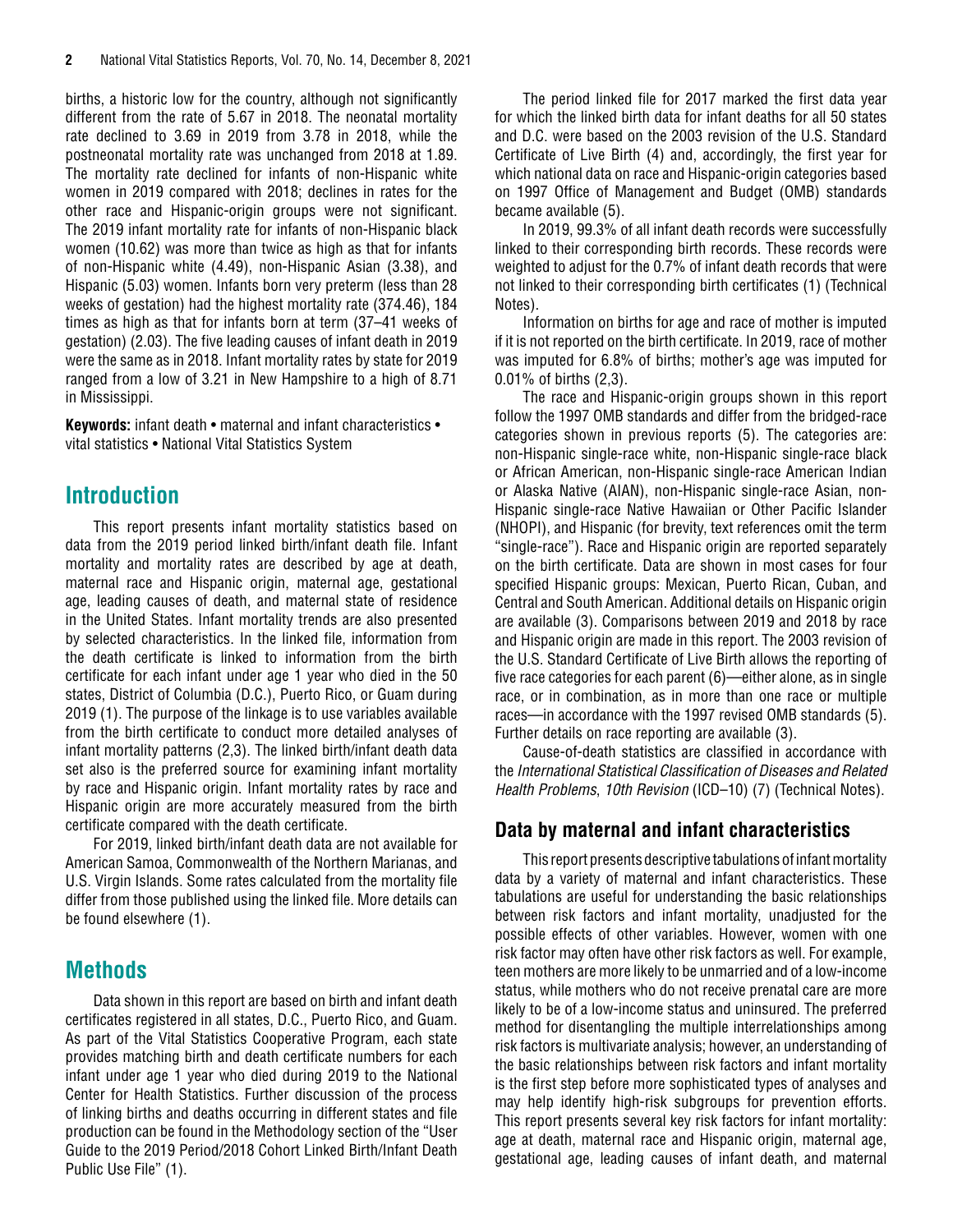births, a historic low for the country, although not significantly different from the rate of 5.67 in 2018. The neonatal mortality rate declined to 3.69 in 2019 from 3.78 in 2018, while the postneonatal mortality rate was unchanged from 2018 at 1.89. The mortality rate declined for infants of non-Hispanic white women in 2019 compared with 2018; declines in rates for the other race and Hispanic-origin groups were not significant. The 2019 infant mortality rate for infants of non-Hispanic black women (10.62) was more than twice as high as that for infants of non-Hispanic white (4.49), non-Hispanic Asian (3.38), and Hispanic (5.03) women. Infants born very preterm (less than 28 weeks of gestation) had the highest mortality rate (374.46), 184 times as high as that for infants born at term (37–41 weeks of gestation) (2.03). The five leading causes of infant death in 2019 were the same as in 2018. Infant mortality rates by state for 2019 ranged from a low of 3.21 in New Hampshire to a high of 8.71 in Mississippi.

**Keywords:** infant death • maternal and infant characteristics • vital statistics • National Vital Statistics System

## Introduction

This report presents infant mortality statistics based on data from the 2019 period linked birth/infant death file. Infant mortality and mortality rates are described by age at death, maternal race and Hispanic origin, maternal age, gestational age, leading causes of death, and maternal state of residence in the United States. Infant mortality trends are also presented by selected characteristics. In the linked file, information from the death certificate is linked to information from the birth certificate for each infant under age 1 year who died in the 50 states, District of Columbia (D.C.), Puerto Rico, or Guam during 2019 (1). The purpose of the linkage is to use variables available from the birth certificate to conduct more detailed analyses of infant mortality patterns (2,3). The linked birth/infant death data set also is the preferred source for examining infant mortality by race and Hispanic origin. Infant mortality rates by race and Hispanic origin are more accurately measured from the birth certificate compared with the death certificate.

For 2019, linked birth/infant death data are not available for American Samoa, Commonwealth of the Northern Marianas, and U.S. Virgin Islands. Some rates calculated from the mortality file differ from those published using the linked file. More details can be found elsewhere (1).

## Methods

Data shown in this report are based on birth and infant death certificates registered in all states, D.C., Puerto Rico, and Guam. As part of the Vital Statistics Cooperative Program, each state provides matching birth and death certificate numbers for each infant under age 1 year who died during 2019 to the National Center for Health Statistics. Further discussion of the process of linking births and deaths occurring in different states and file production can be found in the Methodology section of the "User Guide to the 2019 Period/2018 Cohort Linked Birth/Infant Death Public Use File" (1).

The period linked file for 2017 marked the first data year for which the linked birth data for infant deaths for all 50 states and D.C. were based on the 2003 revision of the U.S. Standard Certificate of Live Birth (4) and, accordingly, the first year for which national data on race and Hispanic-origin categories based on 1997 Office of Management and Budget (OMB) standards became available (5).

In 2019, 99.3% of all infant death records were successfully linked to their corresponding birth records. These records were weighted to adjust for the 0.7% of infant death records that were not linked to their corresponding birth certificates (1) (Technical Notes).

Information on births for age and race of mother is imputed if it is not reported on the birth certificate. In 2019, race of mother was imputed for 6.8% of births; mother's age was imputed for 0.01% of births (2,3).

The race and Hispanic-origin groups shown in this report follow the 1997 OMB standards and differ from the bridged-race categories shown in previous reports (5). The categories are: non-Hispanic single-race white, non-Hispanic single-race black or African American, non-Hispanic single-race American Indian or Alaska Native (AIAN), non-Hispanic single-race Asian, non-Hispanic single-race Native Hawaiian or Other Pacific Islander (NHOPI), and Hispanic (for brevity, text references omit the term "single-race"). Race and Hispanic origin are reported separately on the birth certificate. Data are shown in most cases for four specified Hispanic groups: Mexican, Puerto Rican, Cuban, and Central and South American. Additional details on Hispanic origin are available (3). Comparisons between 2019 and 2018 by race and Hispanic origin are made in this report. The 2003 revision of the U.S. Standard Certificate of Live Birth allows the reporting of five race categories for each parent (6)—either alone, as in single race, or in combination, as in more than one race or multiple races—in accordance with the 1997 revised OMB standards (5). Further details on race reporting are available (3).

Cause-of-death statistics are classified in accordance with the *International Statistical Classification of Diseases and Related Health Problems, 10th Revision* (ICD–10) (7) (Technical Notes).

### Data by maternal and infant characteristics

This report presents descriptive tabulations of infant mortality data by a variety of maternal and infant characteristics. These tabulations are useful for understanding the basic relationships between risk factors and infant mortality, unadjusted for the possible effects of other variables. However, women with one risk factor may often have other risk factors as well. For example, teen mothers are more likely to be unmarried and of a low-income status, while mothers who do not receive prenatal care are more likely to be of a low-income status and uninsured. The preferred method for disentangling the multiple interrelationships among risk factors is multivariate analysis; however, an understanding of the basic relationships between risk factors and infant mortality is the first step before more sophisticated types of analyses and may help identify high-risk subgroups for prevention efforts. This report presents several key risk factors for infant mortality: age at death, maternal race and Hispanic origin, maternal age, gestational age, leading causes of infant death, and maternal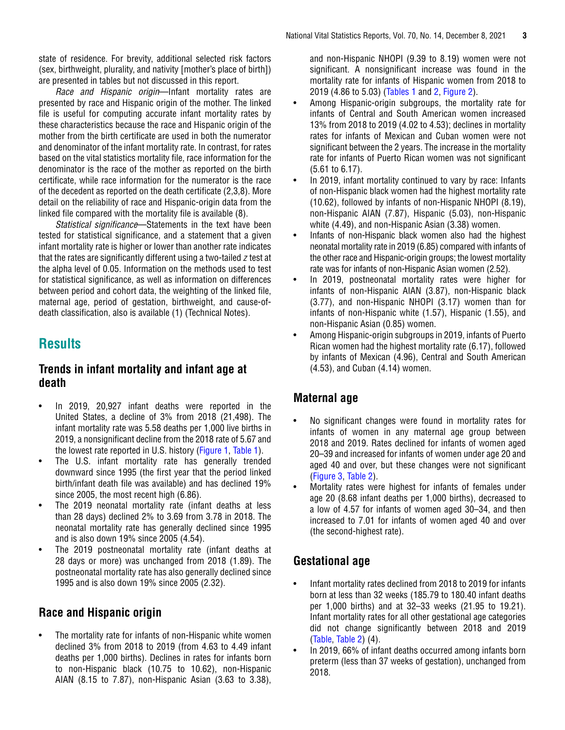state of residence. For brevity, additional selected risk factors (sex, birthweight, plurality, and nativity [mother's place of birth]) are presented in tables but not discussed in this report.

*Race and Hispanic origin*—Infant mortality rates are presented by race and Hispanic origin of the mother. The linked file is useful for computing accurate infant mortality rates by these characteristics because the race and Hispanic origin of the mother from the birth certificate are used in both the numerator and denominator of the infant mortality rate. In contrast, for rates based on the vital statistics mortality file, race information for the denominator is the race of the mother as reported on the birth certificate, while race information for the numerator is the race of the decedent as reported on the death certificate (2,3,8). More detail on the reliability of race and Hispanic-origin data from the linked file compared with the mortality file is available (8).

*Statistical significance*—Statements in the text have been tested for statistical significance, and a statement that a given infant mortality rate is higher or lower than another rate indicates that the rates are significantly different using a two-tailed *z* test at the alpha level of 0.05. Information on the methods used to test for statistical significance, as well as information on differences between period and cohort data, the weighting of the linked file, maternal age, period of gestation, birthweight, and cause-of-death classification, also is available (1) (Technical Notes).

# Results

## Trends in infant mortality and infant age at death

- In 2019, 20,927 infant deaths were reported in the United States, a decline of 3% from 2018 (21,498). The infant mortality rate was 5.58 deaths per 1,000 live births in 2019, a nonsignificant decline from the 2018 rate of 5.67 and the lowest rate reported in U.S. history (Figure 1, Table 1).
- The U.S. infant mortality rate has generally trended downward since 1995 (the first year that the period linked birth/infant death file was available) and has declined 19% since 2005, the most recent high (6.86).
- The 2019 neonatal mortality rate (infant deaths at less than 28 days) declined 2% to 3.69 from 3.78 in 2018. The neonatal mortality rate has generally declined since 1995 and is also down 19% since 2005 (4.54).
- The 2019 postneonatal mortality rate (infant deaths at 28 days or more) was unchanged from 2018 (1.89). The postneonatal mortality rate has also generally declined since 1995 and is also down 19% since 2005 (2.32).

## Race and Hispanic origin

- The mortality rate for infants of non-Hispanic white women declined 3% from 2018 to 2019 (from 4.63 to 4.49 infant deaths per 1,000 births). Declines in rates for infants born to non-Hispanic black (10.75 to 10.62), non-Hispanic AIAN (8.15 to 7.87), non-Hispanic Asian (3.63 to 3.38), and non-Hispanic NHOPI (9.39 to 8.19) women were not significant. A nonsignificant increase was found in the mortality rate for infants of Hispanic women from 2018 to 2019 (4.86 to 5.03) (Tables 1 and 2, Figure 2).
- Among Hispanic-origin subgroups, the mortality rate for infants of Central and South American women increased 13% from 2018 to 2019 (4.02 to 4.53); declines in mortality rates for infants of Mexican and Cuban women were not significant between the 2 years. The increase in the mortality rate for infants of Puerto Rican women was not significant (5.61 to 6.17).
- In 2019, infant mortality continued to vary by race: Infants of non-Hispanic black women had the highest mortality rate (10.62), followed by infants of non-Hispanic NHOPI (8.19), non-Hispanic AIAN (7.87), Hispanic (5.03), non-Hispanic white (4.49), and non-Hispanic Asian (3.38) women.
- Infants of non-Hispanic black women also had the highest neonatal mortality rate in 2019 (6.85) compared with infants of the other race and Hispanic-origin groups; the lowest mortality rate was for infants of non-Hispanic Asian women (2.52).
- In 2019, postneonatal mortality rates were higher for infants of non-Hispanic AIAN (3.87), non-Hispanic black (3.77), and non-Hispanic NHOPI (3.17) women than for infants of non-Hispanic white (1.57), Hispanic (1.55), and non-Hispanic Asian (0.85) women.
- Among Hispanic-origin subgroups in 2019, infants of Puerto Rican women had the highest mortality rate (6.17), followed by infants of Mexican (4.96), Central and South American (4.53), and Cuban (4.14) women.

## Maternal age

- No significant changes were found in mortality rates for infants of women in any maternal age group between 2018 and 2019. Rates declined for infants of women aged 20–39 and increased for infants of women under age 20 and aged 40 and over, but these changes were not significant (Figure 3, Table 2).
- Mortality rates were highest for infants of females under age 20 (8.68 infant deaths per 1,000 births), decreased to a low of 4.57 for infants of women aged 30–34, and then increased to 7.01 for infants of women aged 40 and over (the second-highest rate).

## Gestational age

- Infant mortality rates declined from 2018 to 2019 for infants born at less than 32 weeks (185.79 to 180.40 infant deaths per 1,000 births) and at 32–33 weeks (21.95 to 19.21). Infant mortality rates for all other gestational age categories did not change significantly between 2018 and 2019 (Table, Table 2) (4).
- In 2019, 66% of infant deaths occurred among infants born preterm (less than 37 weeks of gestation), unchanged from 2018.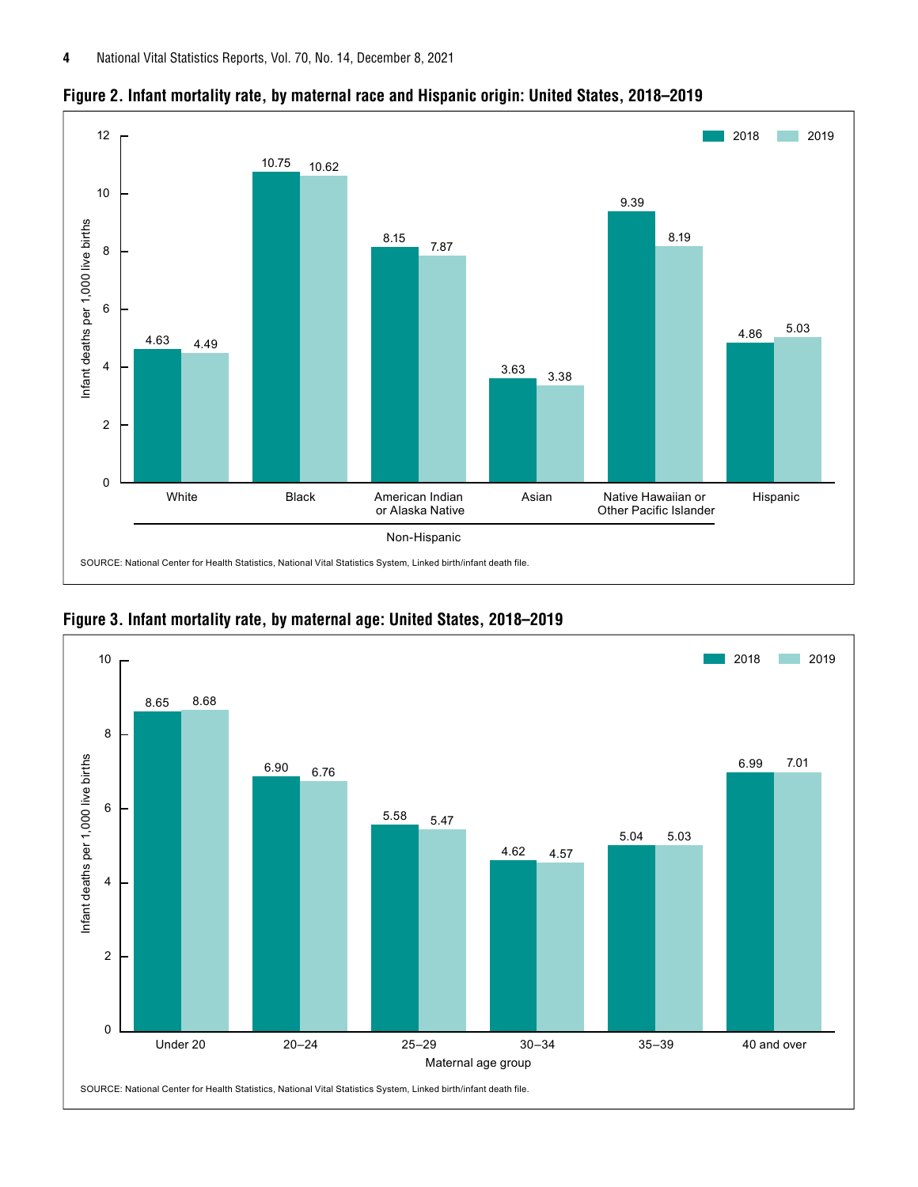**Figure 2. Infant mortality rate, by maternal race and Hispanic origin: United States, 2018–2019**

Infant deaths per 1,000 live births

| Maternal race and Hispanic origin | 2018 | 2019 |
|---|---|---|
| Non-Hispanic White | 4.63 | 4.49 |
| Non-Hispanic Black | 10.75 | 10.62 |
| Non-Hispanic American Indian or Alaska Native | 8.15 | 7.87 |
| Non-Hispanic Asian | 3.63 | 3.38 |
| Non-Hispanic Native Hawaiian or Other Pacific Islander | 9.39 | 8.19 |
| Hispanic | 4.86 | 5.03 |

SOURCE: National Center for Health Statistics, National Vital Statistics System, Linked birth/infant death file.

**Figure 3. Infant mortality rate, by maternal age: United States, 2018–2019**

Infant deaths per 1,000 live births

| Maternal age group | 2018 | 2019 |
|---|---|---|
| Under 20 | 8.65 | 8.68 |
| 20–24 | 6.90 | 6.76 |
| 25–29 | 5.58 | 5.47 |
| 30–34 | 4.62 | 4.57 |
| 35–39 | 5.04 | 5.03 |
| 40 and over | 6.99 | 7.01 |

SOURCE: National Center for Health Statistics, National Vital Statistics System, Linked birth/infant death file.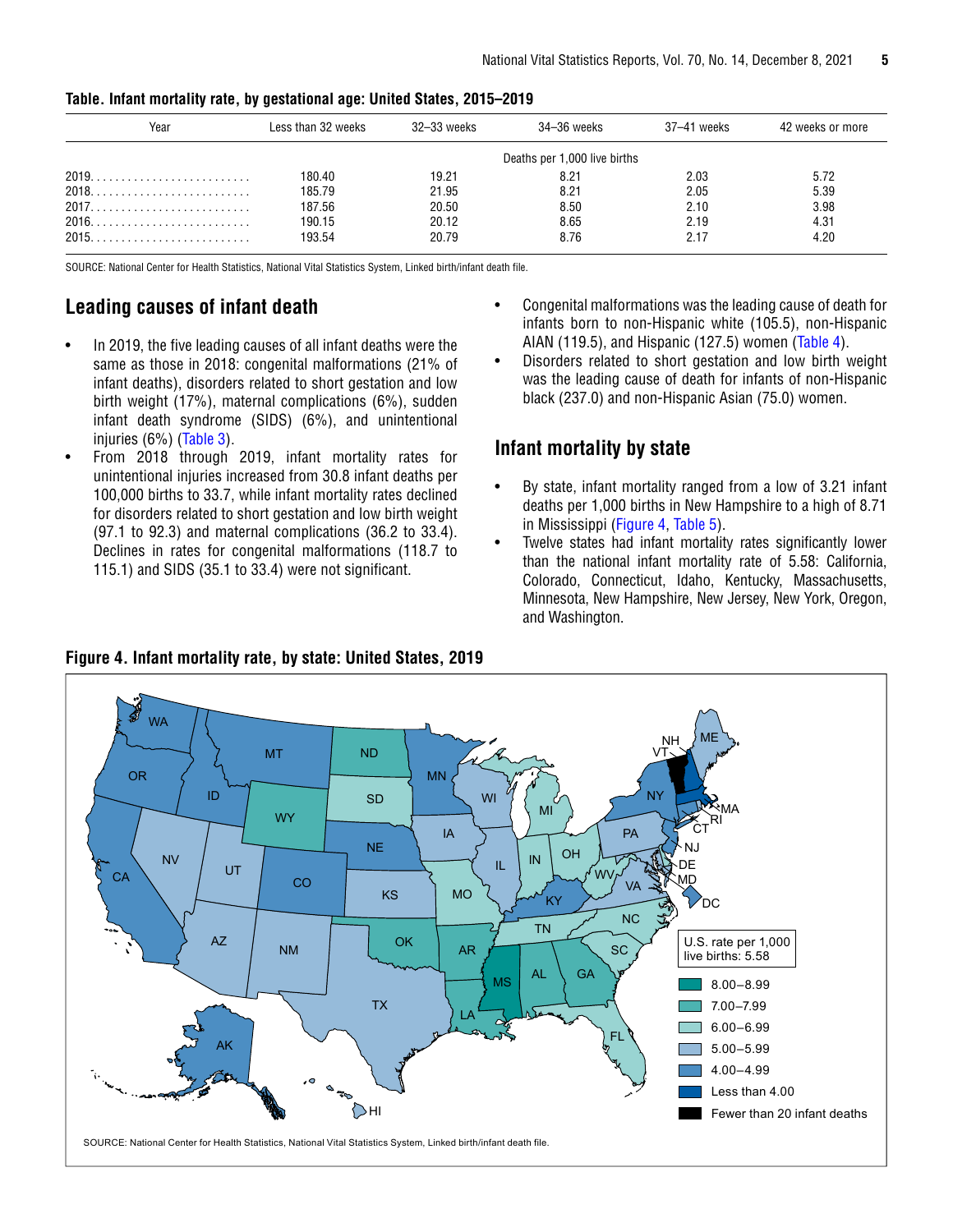**Table. Infant mortality rate, by gestational age: United States, 2015–2019**

| Year | Less than 32 weeks | 32–33 weeks | 34–36 weeks | 37–41 weeks | 42 weeks or more |
|---|---|---|---|---|---|
| | Deaths per 1,000 live births | | | | |
| 2019 | 180.40 | 19.21 | 8.21 | 2.03 | 5.72 |
| 2018 | 185.79 | 21.95 | 8.21 | 2.05 | 5.39 |
| 2017 | 187.56 | 20.50 | 8.50 | 2.10 | 3.98 |
| 2016 | 190.15 | 20.12 | 8.65 | 2.19 | 4.31 |
| 2015 | 193.54 | 20.79 | 8.76 | 2.17 | 4.20 |

SOURCE: National Center for Health Statistics, National Vital Statistics System, Linked birth/infant death file.

## Leading causes of infant death

- In 2019, the five leading causes of all infant deaths were the same as those in 2018: congenital malformations (21% of infant deaths), disorders related to short gestation and low birth weight (17%), maternal complications (6%), sudden infant death syndrome (SIDS) (6%), and unintentional injuries (6%) (Table 3).
- From 2018 through 2019, infant mortality rates for unintentional injuries increased from 30.8 infant deaths per 100,000 births to 33.7, while infant mortality rates declined for disorders related to short gestation and low birth weight (97.1 to 92.3) and maternal complications (36.2 to 33.4). Declines in rates for congenital malformations (118.7 to 115.1) and SIDS (35.1 to 33.4) were not significant.
- Congenital malformations was the leading cause of death for infants born to non-Hispanic white (105.5), non-Hispanic AIAN (119.5), and Hispanic (127.5) women (Table 4).
- Disorders related to short gestation and low birth weight was the leading cause of death for infants of non-Hispanic black (237.0) and non-Hispanic Asian (75.0) women.

## Infant mortality by state

- By state, infant mortality ranged from a low of 3.21 infant deaths per 1,000 births in New Hampshire to a high of 8.71 in Mississippi (Figure 4, Table 5).
- Twelve states had infant mortality rates significantly lower than the national infant mortality rate of 5.58: California, Colorado, Connecticut, Idaho, Kentucky, Massachusetts, Minnesota, New Hampshire, New Jersey, New York, Oregon, and Washington.

**Figure 4. Infant mortality rate, by state: United States, 2019**

U.S. rate per 1,000 live births: 5.58

- 8.00–8.99: MS
- 7.00–7.99: ND, WY, OK, AR, LA, AL, GA
- 6.00–6.99: SD, MO, IN, MI, OH, WV, TN, NC, SC, FL, DE, MD
- 5.00–5.99: NV, UT, AZ, NM, TX, KS, IA, WI, IL, PA, VA, ME, HI
- 4.00–4.99: WA, OR, CA, ID, MT, CO, NE, MN, KY, NY, NJ, CT, RI, AK, DC
- Less than 4.00: NH, MA
- Fewer than 20 infant deaths: VT

SOURCE: National Center for Health Statistics, National Vital Statistics System, Linked birth/infant death file.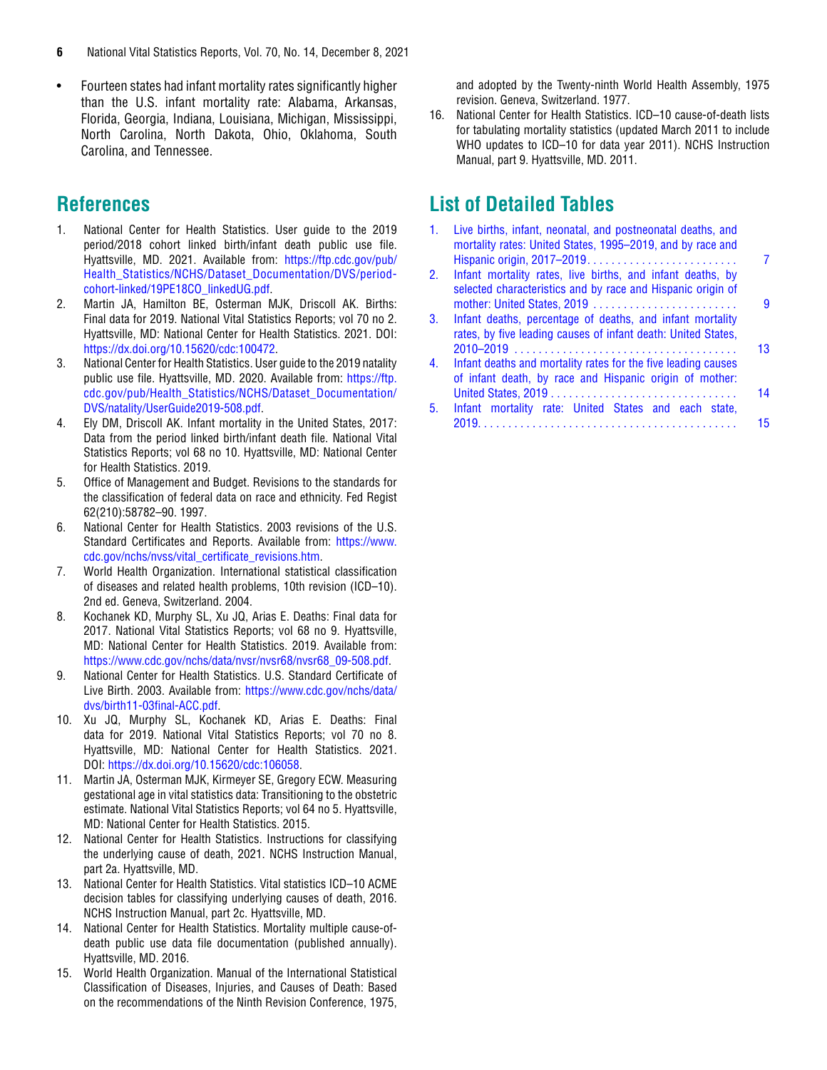- Fourteen states had infant mortality rates significantly higher than the U.S. infant mortality rate: Alabama, Arkansas, Florida, Georgia, Indiana, Louisiana, Michigan, Mississippi, North Carolina, North Dakota, Ohio, Oklahoma, South Carolina, and Tennessee.

## References

1. National Center for Health Statistics. User guide to the 2019 period/2018 cohort linked birth/infant death public use file. Hyattsville, MD. 2021. Available from: https://ftp.cdc.gov/pub/Health_Statistics/NCHS/Dataset_Documentation/DVS/period-cohort-linked/19PE18CO_linkedUG.pdf.
2. Martin JA, Hamilton BE, Osterman MJK, Driscoll AK. Births: Final data for 2019. National Vital Statistics Reports; vol 70 no 2. Hyattsville, MD: National Center for Health Statistics. 2021. DOI: https://dx.doi.org/10.15620/cdc:100472.
3. National Center for Health Statistics. User guide to the 2019 natality public use file. Hyattsville, MD. 2020. Available from: https://ftp.cdc.gov/pub/Health_Statistics/NCHS/Dataset_Documentation/DVS/natality/UserGuide2019-508.pdf.
4. Ely DM, Driscoll AK. Infant mortality in the United States, 2017: Data from the period linked birth/infant death file. National Vital Statistics Reports; vol 68 no 10. Hyattsville, MD: National Center for Health Statistics. 2019.
5. Office of Management and Budget. Revisions to the standards for the classification of federal data on race and ethnicity. Fed Regist 62(210):58782–90. 1997.
6. National Center for Health Statistics. 2003 revisions of the U.S. Standard Certificates and Reports. Available from: https://www.cdc.gov/nchs/nvss/vital_certificate_revisions.htm.
7. World Health Organization. International statistical classification of diseases and related health problems, 10th revision (ICD–10). 2nd ed. Geneva, Switzerland. 2004.
8. Kochanek KD, Murphy SL, Xu JQ, Arias E. Deaths: Final data for 2017. National Vital Statistics Reports; vol 68 no 9. Hyattsville, MD: National Center for Health Statistics. 2019. Available from: https://www.cdc.gov/nchs/data/nvsr/nvsr68/nvsr68_09-508.pdf.
9. National Center for Health Statistics. U.S. Standard Certificate of Live Birth. 2003. Available from: https://www.cdc.gov/nchs/data/dvs/birth11-03final-ACC.pdf.
10. Xu JQ, Murphy SL, Kochanek KD, Arias E. Deaths: Final data for 2019. National Vital Statistics Reports; vol 70 no 8. Hyattsville, MD: National Center for Health Statistics. 2021. DOI: https://dx.doi.org/10.15620/cdc:106058.
11. Martin JA, Osterman MJK, Kirmeyer SE, Gregory ECW. Measuring gestational age in vital statistics data: Transitioning to the obstetric estimate. National Vital Statistics Reports; vol 64 no 5. Hyattsville, MD: National Center for Health Statistics. 2015.
12. National Center for Health Statistics. Instructions for classifying the underlying cause of death, 2021. NCHS Instruction Manual, part 2a. Hyattsville, MD.
13. National Center for Health Statistics. Vital statistics ICD–10 ACME decision tables for classifying underlying causes of death, 2016. NCHS Instruction Manual, part 2c. Hyattsville, MD.
14. National Center for Health Statistics. Mortality multiple cause-of-death public use data file documentation (published annually). Hyattsville, MD. 2016.
15. World Health Organization. Manual of the International Statistical Classification of Diseases, Injuries, and Causes of Death: Based on the recommendations of the Ninth Revision Conference, 1975, and adopted by the Twenty-ninth World Health Assembly, 1975 revision. Geneva, Switzerland. 1977.
16. National Center for Health Statistics. ICD–10 cause-of-death lists for tabulating mortality statistics (updated March 2011 to include WHO updates to ICD–10 for data year 2011). NCHS Instruction Manual, part 9. Hyattsville, MD. 2011.

## List of Detailed Tables

1. Live births, infant, neonatal, and postneonatal deaths, and mortality rates: United States, 1995–2019, and by race and Hispanic origin, 2017–2019 . . . . . 7
2. Infant mortality rates, live births, and infant deaths, by selected characteristics and by race and Hispanic origin of mother: United States, 2019 . . . . . 9
3. Infant deaths, percentage of deaths, and infant mortality rates, by five leading causes of infant death: United States, 2010–2019 . . . . . 13
4. Infant deaths and mortality rates for the five leading causes of infant death, by race and Hispanic origin of mother: United States, 2019 . . . . . 14
5. Infant mortality rate: United States and each state, 2019 . . . . . 15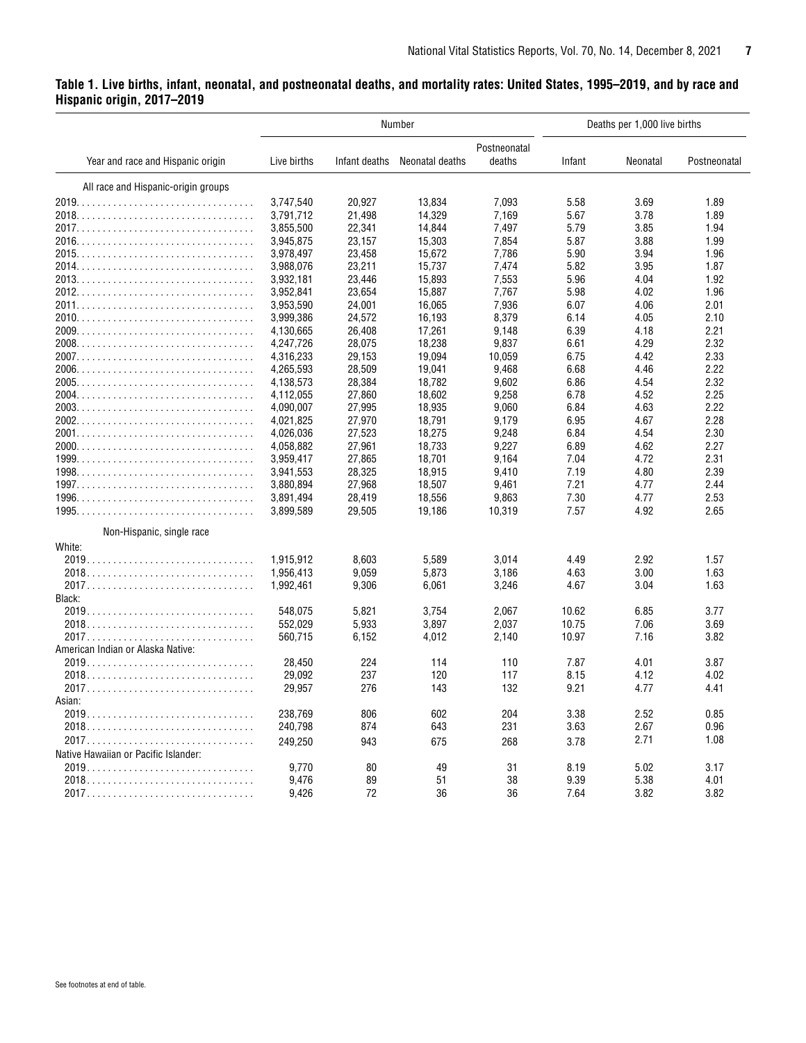**Table 1. Live births, infant, neonatal, and postneonatal deaths, and mortality rates: United States, 1995–2019, and by race and Hispanic origin, 2017–2019**

| Year and race and Hispanic origin | Number | | | | Deaths per 1,000 live births | | |
|---|---|---|---|---|---|---|---|
| | Live births | Infant deaths | Neonatal deaths | Postneonatal deaths | Infant | Neonatal | Postneonatal |
| **All race and Hispanic-origin groups** | | | | | | | |
| 2019 | 3,747,540 | 20,927 | 13,834 | 7,093 | 5.58 | 3.69 | 1.89 |
| 2018 | 3,791,712 | 21,498 | 14,329 | 7,169 | 5.67 | 3.78 | 1.89 |
| 2017 | 3,855,500 | 22,341 | 14,844 | 7,497 | 5.79 | 3.85 | 1.94 |
| 2016 | 3,945,875 | 23,157 | 15,303 | 7,854 | 5.87 | 3.88 | 1.99 |
| 2015 | 3,978,497 | 23,458 | 15,672 | 7,786 | 5.90 | 3.94 | 1.96 |
| 2014 | 3,988,076 | 23,211 | 15,737 | 7,474 | 5.82 | 3.95 | 1.87 |
| 2013 | 3,932,181 | 23,446 | 15,893 | 7,553 | 5.96 | 4.04 | 1.92 |
| 2012 | 3,952,841 | 23,654 | 15,887 | 7,767 | 5.98 | 4.02 | 1.96 |
| 2011 | 3,953,590 | 24,001 | 16,065 | 7,936 | 6.07 | 4.06 | 2.01 |
| 2010 | 3,999,386 | 24,572 | 16,193 | 8,379 | 6.14 | 4.05 | 2.10 |
| 2009 | 4,130,665 | 26,408 | 17,261 | 9,148 | 6.39 | 4.18 | 2.21 |
| 2008 | 4,247,726 | 28,075 | 18,238 | 9,837 | 6.61 | 4.29 | 2.32 |
| 2007 | 4,316,233 | 29,153 | 19,094 | 10,059 | 6.75 | 4.42 | 2.33 |
| 2006 | 4,265,593 | 28,509 | 19,041 | 9,468 | 6.68 | 4.46 | 2.22 |
| 2005 | 4,138,573 | 28,384 | 18,782 | 9,602 | 6.86 | 4.54 | 2.32 |
| 2004 | 4,112,055 | 27,860 | 18,602 | 9,258 | 6.78 | 4.52 | 2.25 |
| 2003 | 4,090,007 | 27,995 | 18,935 | 9,060 | 6.84 | 4.63 | 2.22 |
| 2002 | 4,021,825 | 27,970 | 18,791 | 9,179 | 6.95 | 4.67 | 2.28 |
| 2001 | 4,026,036 | 27,523 | 18,275 | 9,248 | 6.84 | 4.54 | 2.30 |
| 2000 | 4,058,882 | 27,961 | 18,733 | 9,227 | 6.89 | 4.62 | 2.27 |
| 1999 | 3,959,417 | 27,865 | 18,701 | 9,164 | 7.04 | 4.72 | 2.31 |
| 1998 | 3,941,553 | 28,325 | 18,915 | 9,410 | 7.19 | 4.80 | 2.39 |
| 1997 | 3,880,894 | 27,968 | 18,507 | 9,461 | 7.21 | 4.77 | 2.44 |
| 1996 | 3,891,494 | 28,419 | 18,556 | 9,863 | 7.30 | 4.77 | 2.53 |
| 1995 | 3,899,589 | 29,505 | 19,186 | 10,319 | 7.57 | 4.92 | 2.65 |
| **Non-Hispanic, single race** | | | | | | | |
| White: | | | | | | | |
| 2019 | 1,915,912 | 8,603 | 5,589 | 3,014 | 4.49 | 2.92 | 1.57 |
| 2018 | 1,956,413 | 9,059 | 5,873 | 3,186 | 4.63 | 3.00 | 1.63 |
| 2017 | 1,992,461 | 9,306 | 6,061 | 3,246 | 4.67 | 3.04 | 1.63 |
| Black: | | | | | | | |
| 2019 | 548,075 | 5,821 | 3,754 | 2,067 | 10.62 | 6.85 | 3.77 |
| 2018 | 552,029 | 5,933 | 3,897 | 2,037 | 10.75 | 7.06 | 3.69 |
| 2017 | 560,715 | 6,152 | 4,012 | 2,140 | 10.97 | 7.16 | 3.82 |
| American Indian or Alaska Native: | | | | | | | |
| 2019 | 28,450 | 224 | 114 | 110 | 7.87 | 4.01 | 3.87 |
| 2018 | 29,092 | 237 | 120 | 117 | 8.15 | 4.12 | 4.02 |
| 2017 | 29,957 | 276 | 143 | 132 | 9.21 | 4.77 | 4.41 |
| Asian: | | | | | | | |
| 2019 | 238,769 | 806 | 602 | 204 | 3.38 | 2.52 | 0.85 |
| 2018 | 240,798 | 874 | 643 | 231 | 3.63 | 2.67 | 0.96 |
| 2017 | 249,250 | 943 | 675 | 268 | 3.78 | 2.71 | 1.08 |
| Native Hawaiian or Pacific Islander: | | | | | | | |
| 2019 | 9,770 | 80 | 49 | 31 | 8.19 | 5.02 | 3.17 |
| 2018 | 9,476 | 89 | 51 | 38 | 9.39 | 5.38 | 4.01 |
| 2017 | 9,426 | 72 | 36 | 36 | 7.64 | 3.82 | 3.82 |

See footnotes at end of table.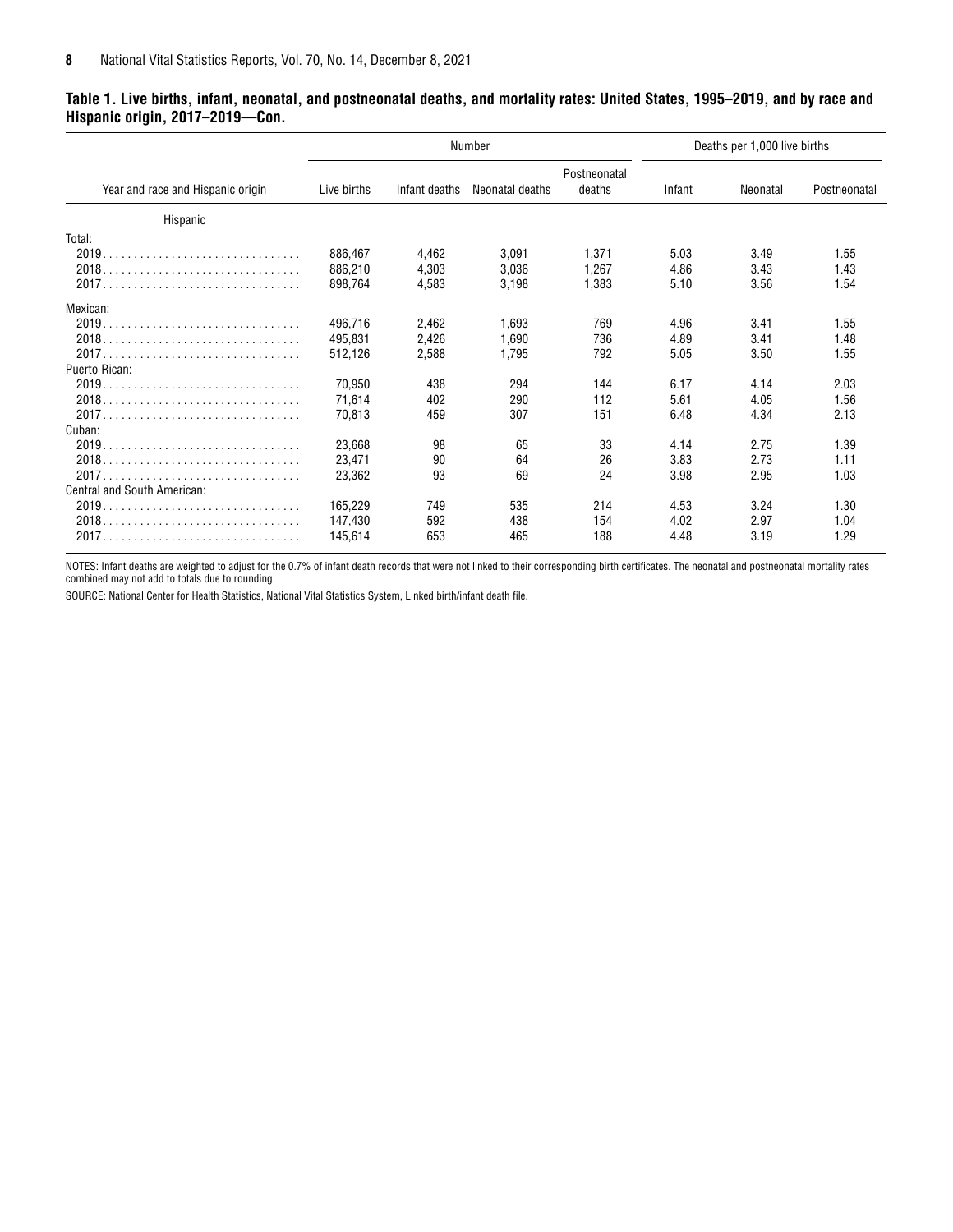**Table 1. Live births, infant, neonatal, and postneonatal deaths, and mortality rates: United States, 1995–2019, and by race and Hispanic origin, 2017–2019—Con.**

| Year and race and Hispanic origin | Number | | | | Deaths per 1,000 live births | | |
|---|---|---|---|---|---|---|---|
| | Live births | Infant deaths | Neonatal deaths | Postneonatal deaths | Infant | Neonatal | Postneonatal |
| Hispanic | | | | | | | |
| Total: | | | | | | | |
| 2019 | 886,467 | 4,462 | 3,091 | 1,371 | 5.03 | 3.49 | 1.55 |
| 2018 | 886,210 | 4,303 | 3,036 | 1,267 | 4.86 | 3.43 | 1.43 |
| 2017 | 898,764 | 4,583 | 3,198 | 1,383 | 5.10 | 3.56 | 1.54 |
| Mexican: | | | | | | | |
| 2019 | 496,716 | 2,462 | 1,693 | 769 | 4.96 | 3.41 | 1.55 |
| 2018 | 495,831 | 2,426 | 1,690 | 736 | 4.89 | 3.41 | 1.48 |
| 2017 | 512,126 | 2,588 | 1,795 | 792 | 5.05 | 3.50 | 1.55 |
| Puerto Rican: | | | | | | | |
| 2019 | 70,950 | 438 | 294 | 144 | 6.17 | 4.14 | 2.03 |
| 2018 | 71,614 | 402 | 290 | 112 | 5.61 | 4.05 | 1.56 |
| 2017 | 70,813 | 459 | 307 | 151 | 6.48 | 4.34 | 2.13 |
| Cuban: | | | | | | | |
| 2019 | 23,668 | 98 | 65 | 33 | 4.14 | 2.75 | 1.39 |
| 2018 | 23,471 | 90 | 64 | 26 | 3.83 | 2.73 | 1.11 |
| 2017 | 23,362 | 93 | 69 | 24 | 3.98 | 2.95 | 1.03 |
| Central and South American: | | | | | | | |
| 2019 | 165,229 | 749 | 535 | 214 | 4.53 | 3.24 | 1.30 |
| 2018 | 147,430 | 592 | 438 | 154 | 4.02 | 2.97 | 1.04 |
| 2017 | 145,614 | 653 | 465 | 188 | 4.48 | 3.19 | 1.29 |

NOTES: Infant deaths are weighted to adjust for the 0.7% of infant death records that were not linked to their corresponding birth certificates. The neonatal and postneonatal mortality rates combined may not add to totals due to rounding.

SOURCE: National Center for Health Statistics, National Vital Statistics System, Linked birth/infant death file.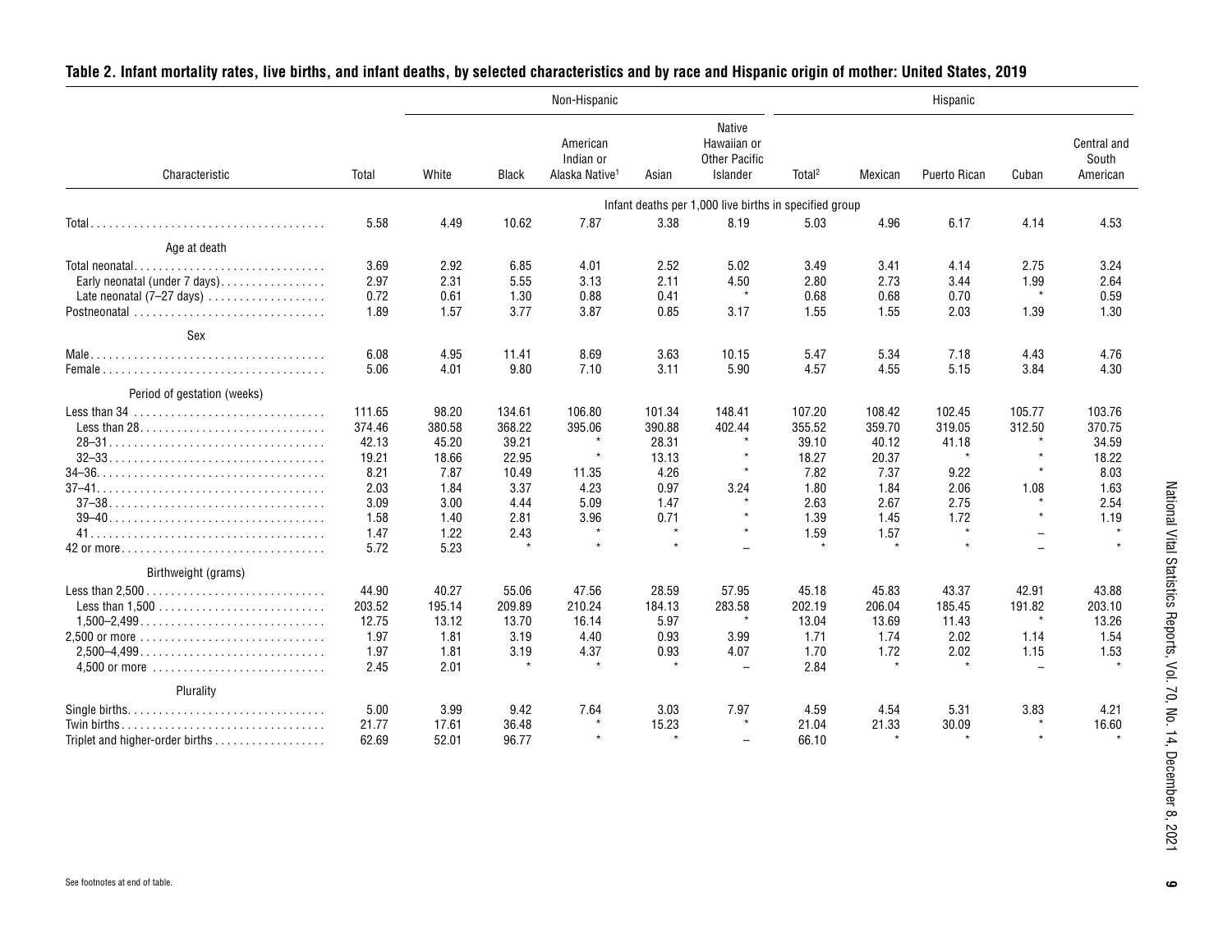## Table 2. Infant mortality rates, live births, and infant deaths, by selected characteristics and by race and Hispanic origin of mother: United States, 2019

| Characteristic | Total | Non-Hispanic | | | | | Hispanic | | | | |
|---|---|---|---|---|---|---|---|---|---|---|---|
| | | White | Black | American Indian or Alaska Native[1] | Asian | Native Hawaiian or Other Pacific Islander | Total[2] | Mexican | Puerto Rican | Cuban | Central and South American |
| | Infant deaths per 1,000 live births in specified group | | | | | | | | | | |
| Total | 5.58 | 4.49 | 10.62 | 7.87 | 3.38 | 8.19 | 5.03 | 4.96 | 6.17 | 4.14 | 4.53 |
| **Age at death** | | | | | | | | | | | |
| Total neonatal | 3.69 | 2.92 | 6.85 | 4.01 | 2.52 | 5.02 | 3.49 | 3.41 | 4.14 | 2.75 | 3.24 |
| Early neonatal (under 7 days) | 2.97 | 2.31 | 5.55 | 3.13 | 2.11 | 4.50 | 2.80 | 2.73 | 3.44 | 1.99 | 2.64 |
| Late neonatal (7–27 days) | 0.72 | 0.61 | 1.30 | 0.88 | 0.41 | * | 0.68 | 0.68 | 0.70 | * | 0.59 |
| Postneonatal | 1.89 | 1.57 | 3.77 | 3.87 | 0.85 | 3.17 | 1.55 | 1.55 | 2.03 | 1.39 | 1.30 |
| **Sex** | | | | | | | | | | | |
| Male | 6.08 | 4.95 | 11.41 | 8.69 | 3.63 | 10.15 | 5.47 | 5.34 | 7.18 | 4.43 | 4.76 |
| Female | 5.06 | 4.01 | 9.80 | 7.10 | 3.11 | 5.90 | 4.57 | 4.55 | 5.15 | 3.84 | 4.30 |
| **Period of gestation (weeks)** | | | | | | | | | | | |
| Less than 34 | 111.65 | 98.20 | 134.61 | 106.80 | 101.34 | 148.41 | 107.20 | 108.42 | 102.45 | 105.77 | 103.76 |
| Less than 28 | 374.46 | 380.58 | 368.22 | 395.06 | 390.88 | 402.44 | 355.52 | 359.70 | 319.05 | 312.50 | 370.75 |
| 28–31 | 42.13 | 45.20 | 39.21 | * | 28.31 | * | 39.10 | 40.12 | 41.18 | * | 34.59 |
| 32–33 | 19.21 | 18.66 | 22.95 | * | 13.13 | * | 18.27 | 20.37 | * | * | 18.22 |
| 34–36 | 8.21 | 7.87 | 10.49 | 11.35 | 4.26 | * | 7.82 | 7.37 | 9.22 | * | 8.03 |
| 37–41 | 2.03 | 1.84 | 3.37 | 4.23 | 0.97 | 3.24 | 1.80 | 1.84 | 2.06 | 1.08 | 1.63 |
| 37–38 | 3.09 | 3.00 | 4.44 | 5.09 | 1.47 | * | 2.63 | 2.67 | 2.75 | * | 2.54 |
| 39–40 | 1.58 | 1.40 | 2.81 | 3.96 | 0.71 | * | 1.39 | 1.45 | 1.72 | * | 1.19 |
| 41 | 1.47 | 1.22 | 2.43 | * | * | * | 1.59 | 1.57 | * | – | * |
| 42 or more | 5.72 | 5.23 | * | * | * | – | * | * | * | – | * |
| **Birthweight (grams)** | | | | | | | | | | | |
| Less than 2,500 | 44.90 | 40.27 | 55.06 | 47.56 | 28.59 | 57.95 | 45.18 | 45.83 | 43.37 | 42.91 | 43.88 |
| Less than 1,500 | 203.52 | 195.14 | 209.89 | 210.24 | 184.13 | 283.58 | 202.19 | 206.04 | 185.45 | 191.82 | 203.10 |
| 1,500–2,499 | 12.75 | 13.12 | 13.70 | 16.14 | 5.97 | * | 13.04 | 13.69 | 11.43 | * | 13.26 |
| 2,500 or more | 1.97 | 1.81 | 3.19 | 4.40 | 0.93 | 3.99 | 1.71 | 1.74 | 2.02 | 1.14 | 1.54 |
| 2,500–4,499 | 1.97 | 1.81 | 3.19 | 4.37 | 0.93 | 4.07 | 1.70 | 1.72 | 2.02 | 1.15 | 1.53 |
| 4,500 or more | 2.45 | 2.01 | * | * | * | – | 2.84 | * | * | – | * |
| **Plurality** | | | | | | | | | | | |
| Single births | 5.00 | 3.99 | 9.42 | 7.64 | 3.03 | 7.97 | 4.59 | 4.54 | 5.31 | 3.83 | 4.21 |
| Twin births | 21.77 | 17.61 | 36.48 | * | 15.23 | * | 21.04 | 21.33 | 30.09 | * | 16.60 |
| Triplet and higher-order births | 62.69 | 52.01 | 96.77 | * | * | – | 66.10 | * | * | * | * |

See footnotes at end of table.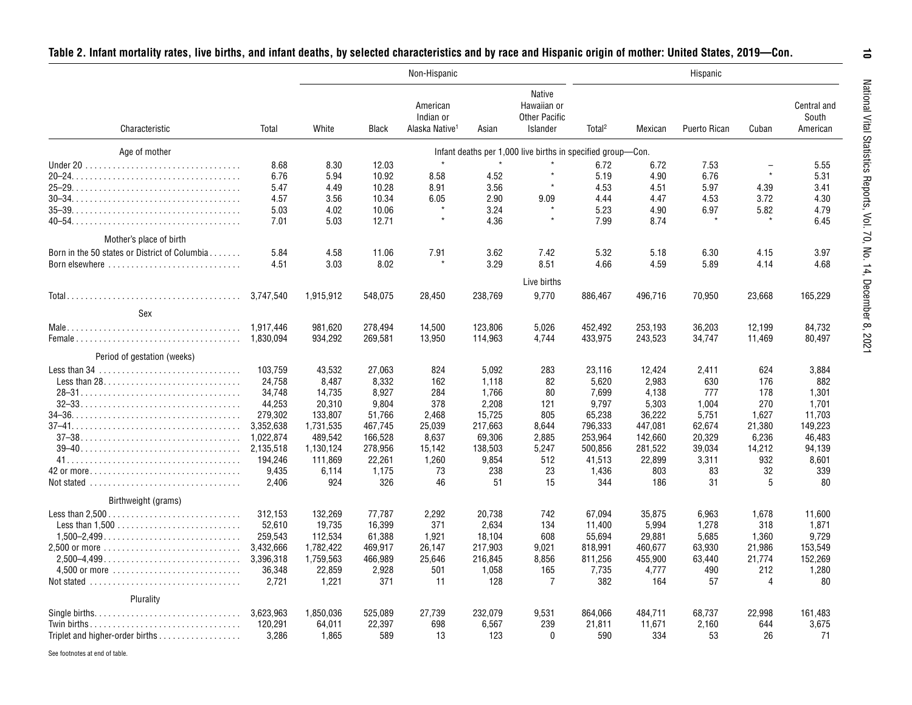## Table 2. Infant mortality rates, live births, and infant deaths, by selected characteristics and by race and Hispanic origin of mother: United States, 2019—Con.

| Characteristic | Total | Non-Hispanic | | | | | Hispanic | | | | |
|---|---|---|---|---|---|---|---|---|---|---|---|
| | | White | Black | American Indian or Alaska Native[1] | Asian | Native Hawaiian or Other Pacific Islander | Total[2] | Mexican | Puerto Rican | Cuban | Central and South American |
| **Age of mother** | Infant deaths per 1,000 live births in specified group—Con. | | | | | | | | | | |
| Under 20 | 8.68 | 8.30 | 12.03 | * | * | * | 6.72 | 6.72 | 7.53 | – | 5.55 |
| 20–24 | 6.76 | 5.94 | 10.92 | 8.58 | 4.52 | * | 5.19 | 4.90 | 6.76 | * | 5.31 |
| 25–29 | 5.47 | 4.49 | 10.28 | 8.91 | 3.56 | * | 4.53 | 4.51 | 5.97 | 4.39 | 3.41 |
| 30–34 | 4.57 | 3.56 | 10.34 | 6.05 | 2.90 | 9.09 | 4.44 | 4.47 | 4.53 | 3.72 | 4.30 |
| 35–39 | 5.03 | 4.02 | 10.06 | * | 3.24 | * | 5.23 | 4.90 | 6.97 | 5.82 | 4.79 |
| 40–54 | 7.01 | 5.03 | 12.71 | * | 4.36 | * | 7.99 | 8.74 | * | * | 6.45 |
| **Mother's place of birth** | | | | | | | | | | | |
| Born in the 50 states or District of Columbia | 5.84 | 4.58 | 11.06 | 7.91 | 3.62 | 7.42 | 5.32 | 5.18 | 6.30 | 4.15 | 3.97 |
| Born elsewhere | 4.51 | 3.03 | 8.02 | * | 3.29 | 8.51 | 4.66 | 4.59 | 5.89 | 4.14 | 4.68 |
| | Live births | | | | | | | | | | |
| Total | 3,747,540 | 1,915,912 | 548,075 | 28,450 | 238,769 | 9,770 | 886,467 | 496,716 | 70,950 | 23,668 | 165,229 |
| **Sex** | | | | | | | | | | | |
| Male | 1,917,446 | 981,620 | 278,494 | 14,500 | 123,806 | 5,026 | 452,492 | 253,193 | 36,203 | 12,199 | 84,732 |
| Female | 1,830,094 | 934,292 | 269,581 | 13,950 | 114,963 | 4,744 | 433,975 | 243,523 | 34,747 | 11,469 | 80,497 |
| **Period of gestation (weeks)** | | | | | | | | | | | |
| Less than 34 | 103,759 | 43,532 | 27,063 | 824 | 5,092 | 283 | 23,116 | 12,424 | 2,411 | 624 | 3,884 |
| Less than 28 | 24,758 | 8,487 | 8,332 | 162 | 1,118 | 82 | 5,620 | 2,983 | 630 | 176 | 882 |
| 28–31 | 34,748 | 14,735 | 8,927 | 284 | 1,766 | 80 | 7,699 | 4,138 | 777 | 178 | 1,301 |
| 32–33 | 44,253 | 20,310 | 9,804 | 378 | 2,208 | 121 | 9,797 | 5,303 | 1,004 | 270 | 1,701 |
| 34–36 | 279,302 | 133,807 | 51,766 | 2,468 | 15,725 | 805 | 65,238 | 36,222 | 5,751 | 1,627 | 11,703 |
| 37–41 | 3,352,638 | 1,731,535 | 467,745 | 25,039 | 217,663 | 8,644 | 796,333 | 447,081 | 62,674 | 21,380 | 149,223 |
| 37–38 | 1,022,874 | 489,542 | 166,528 | 8,637 | 69,306 | 2,885 | 253,964 | 142,660 | 20,329 | 6,236 | 46,483 |
| 39–40 | 2,135,518 | 1,130,124 | 278,956 | 15,142 | 138,503 | 5,247 | 500,856 | 281,522 | 39,034 | 14,212 | 94,139 |
| 41 | 194,246 | 111,869 | 22,261 | 1,260 | 9,854 | 512 | 41,513 | 22,899 | 3,311 | 932 | 8,601 |
| 42 or more | 9,435 | 6,114 | 1,175 | 73 | 238 | 23 | 1,436 | 803 | 83 | 32 | 339 |
| Not stated | 2,406 | 924 | 326 | 46 | 51 | 15 | 344 | 186 | 31 | 5 | 80 |
| **Birthweight (grams)** | | | | | | | | | | | |
| Less than 2,500 | 312,153 | 132,269 | 77,787 | 2,292 | 20,738 | 742 | 67,094 | 35,875 | 6,963 | 1,678 | 11,600 |
| Less than 1,500 | 52,610 | 19,735 | 16,399 | 371 | 2,634 | 134 | 11,400 | 5,994 | 1,278 | 318 | 1,871 |
| 1,500–2,499 | 259,543 | 112,534 | 61,388 | 1,921 | 18,104 | 608 | 55,694 | 29,881 | 5,685 | 1,360 | 9,729 |
| 2,500 or more | 3,432,666 | 1,782,422 | 469,917 | 26,147 | 217,903 | 9,021 | 818,991 | 460,677 | 63,930 | 21,986 | 153,549 |
| 2,500–4,499 | 3,396,318 | 1,759,563 | 466,989 | 25,646 | 216,845 | 8,856 | 811,256 | 455,900 | 63,440 | 21,774 | 152,269 |
| 4,500 or more | 36,348 | 22,859 | 2,928 | 501 | 1,058 | 165 | 7,735 | 4,777 | 490 | 212 | 1,280 |
| Not stated | 2,721 | 1,221 | 371 | 11 | 128 | 7 | 382 | 164 | 57 | 4 | 80 |
| **Plurality** | | | | | | | | | | | |
| Single births | 3,623,963 | 1,850,036 | 525,089 | 27,739 | 232,079 | 9,531 | 864,066 | 484,711 | 68,737 | 22,998 | 161,483 |
| Twin births | 120,291 | 64,011 | 22,397 | 698 | 6,567 | 239 | 21,811 | 11,671 | 2,160 | 644 | 3,675 |
| Triplet and higher-order births | 3,286 | 1,865 | 589 | 13 | 123 | 0 | 590 | 334 | 53 | 26 | 71 |

See footnotes at end of table.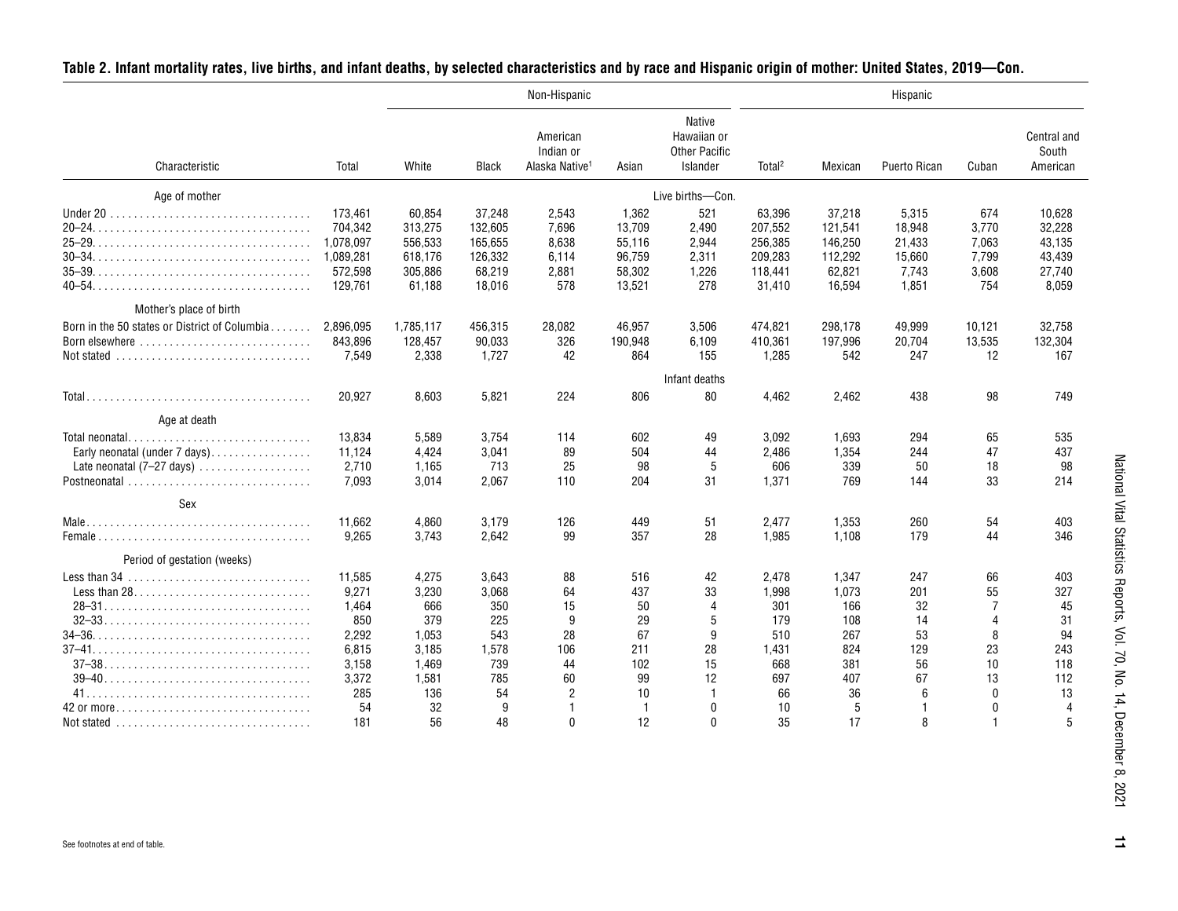## Table 2. Infant mortality rates, live births, and infant deaths, by selected characteristics and by race and Hispanic origin of mother: United States, 2019—Con.

| Characteristic | Total | Non-Hispanic | | | | | Hispanic | | | | |
|---|---|---|---|---|---|---|---|---|---|---|---|
| | | White | Black | American Indian or Alaska Native[1] | Asian | Native Hawaiian or Other Pacific Islander | Total[2] | Mexican | Puerto Rican | Cuban | Central and South American |
| **Age of mother** | | | | | | Live births—Con. | | | | | |
| Under 20 | 173,461 | 60,854 | 37,248 | 2,543 | 1,362 | 521 | 63,396 | 37,218 | 5,315 | 674 | 10,628 |
| 20–24 | 704,342 | 313,275 | 132,605 | 7,696 | 13,709 | 2,490 | 207,552 | 121,541 | 18,948 | 3,770 | 32,228 |
| 25–29 | 1,078,097 | 556,533 | 165,655 | 8,638 | 55,116 | 2,944 | 256,385 | 146,250 | 21,433 | 7,063 | 43,135 |
| 30–34 | 1,089,281 | 618,176 | 126,332 | 6,114 | 96,759 | 2,311 | 209,283 | 112,292 | 15,660 | 7,799 | 43,439 |
| 35–39 | 572,598 | 305,886 | 68,219 | 2,881 | 58,302 | 1,226 | 118,441 | 62,821 | 7,743 | 3,608 | 27,740 |
| 40–54 | 129,761 | 61,188 | 18,016 | 578 | 13,521 | 278 | 31,410 | 16,594 | 1,851 | 754 | 8,059 |
| **Mother's place of birth** | | | | | | | | | | | |
| Born in the 50 states or District of Columbia | 2,896,095 | 1,785,117 | 456,315 | 28,082 | 46,957 | 3,506 | 474,821 | 298,178 | 49,999 | 10,121 | 32,758 |
| Born elsewhere | 843,896 | 128,457 | 90,033 | 326 | 190,948 | 6,109 | 410,361 | 197,996 | 20,704 | 13,535 | 132,304 |
| Not stated | 7,549 | 2,338 | 1,727 | 42 | 864 | 155 | 1,285 | 542 | 247 | 12 | 167 |
| | | | | | | Infant deaths | | | | | |
| Total | 20,927 | 8,603 | 5,821 | 224 | 806 | 80 | 4,462 | 2,462 | 438 | 98 | 749 |
| **Age at death** | | | | | | | | | | | |
| Total neonatal | 13,834 | 5,589 | 3,754 | 114 | 602 | 49 | 3,092 | 1,693 | 294 | 65 | 535 |
| Early neonatal (under 7 days) | 11,124 | 4,424 | 3,041 | 89 | 504 | 44 | 2,486 | 1,354 | 244 | 47 | 437 |
| Late neonatal (7–27 days) | 2,710 | 1,165 | 713 | 25 | 98 | 5 | 606 | 339 | 50 | 18 | 98 |
| Postneonatal | 7,093 | 3,014 | 2,067 | 110 | 204 | 31 | 1,371 | 769 | 144 | 33 | 214 |
| **Sex** | | | | | | | | | | | |
| Male | 11,662 | 4,860 | 3,179 | 126 | 449 | 51 | 2,477 | 1,353 | 260 | 54 | 403 |
| Female | 9,265 | 3,743 | 2,642 | 99 | 357 | 28 | 1,985 | 1,108 | 179 | 44 | 346 |
| **Period of gestation (weeks)** | | | | | | | | | | | |
| Less than 34 | 11,585 | 4,275 | 3,643 | 88 | 516 | 42 | 2,478 | 1,347 | 247 | 66 | 403 |
| Less than 28 | 9,271 | 3,230 | 3,068 | 64 | 437 | 33 | 1,998 | 1,073 | 201 | 55 | 327 |
| 28–31 | 1,464 | 666 | 350 | 15 | 50 | 4 | 301 | 166 | 32 | 7 | 45 |
| 32–33 | 850 | 379 | 225 | 9 | 29 | 5 | 179 | 108 | 14 | 4 | 31 |
| 34–36 | 2,292 | 1,053 | 543 | 28 | 67 | 9 | 510 | 267 | 53 | 8 | 94 |
| 37–41 | 6,815 | 3,185 | 1,578 | 106 | 211 | 28 | 1,431 | 824 | 129 | 23 | 243 |
| 37–38 | 3,158 | 1,469 | 739 | 44 | 102 | 15 | 668 | 381 | 56 | 10 | 118 |
| 39–40 | 3,372 | 1,581 | 785 | 60 | 99 | 12 | 697 | 407 | 67 | 13 | 112 |
| 41 | 285 | 136 | 54 | 2 | 10 | 1 | 66 | 36 | 6 | 0 | 13 |
| 42 or more | 54 | 32 | 9 | 1 | 1 | 0 | 10 | 5 | 1 | 0 | 4 |
| Not stated | 181 | 56 | 48 | 0 | 12 | 0 | 35 | 17 | 8 | 1 | 5 |

See footnotes at end of table.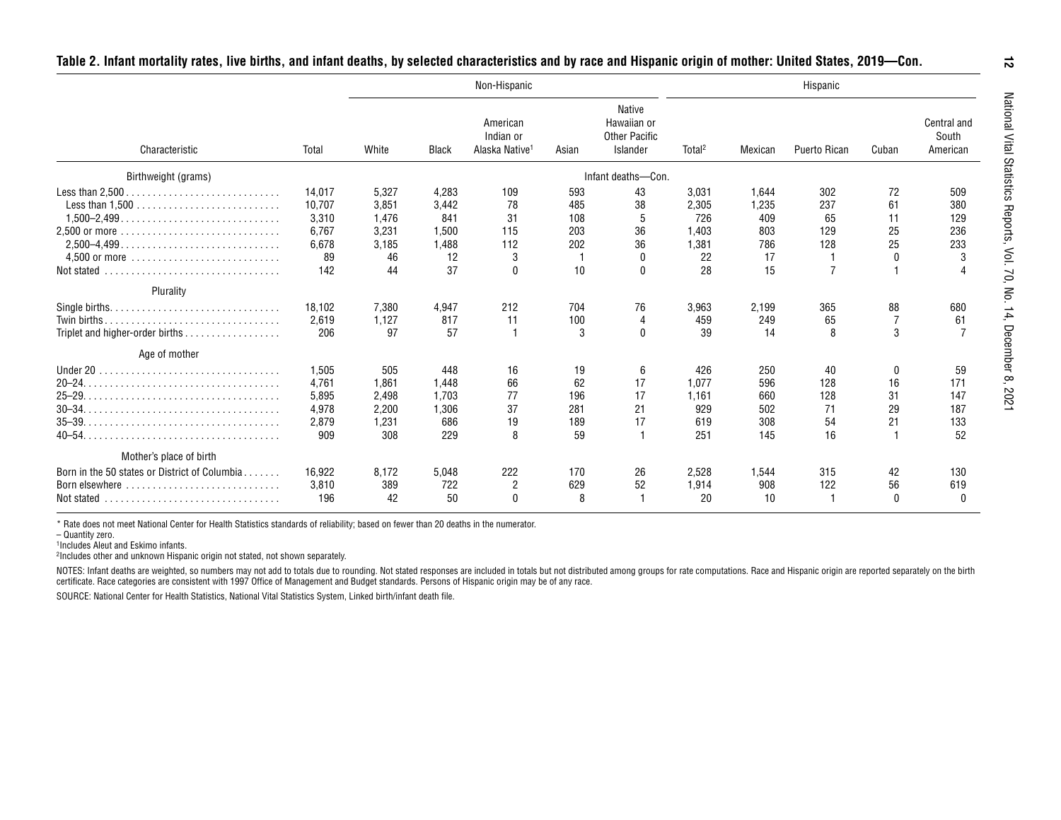## Table 2. Infant mortality rates, live births, and infant deaths, by selected characteristics and by race and Hispanic origin of mother: United States, 2019—Con.

| Characteristic | Total | Non-Hispanic | | | | | Hispanic | | | | |
|---|---|---|---|---|---|---|---|---|---|---|---|
| | | White | Black | American Indian or Alaska Native[1] | Asian | Native Hawaiian or Other Pacific Islander | Total[2] | Mexican | Puerto Rican | Cuban | Central and South American |
| | | | | | | Infant deaths—Con. | | | | | |
| **Birthweight (grams)** | | | | | | | | | | | |
| Less than 2,500 | 14,017 | 5,327 | 4,283 | 109 | 593 | 43 | 3,031 | 1,644 | 302 | 72 | 509 |
| Less than 1,500 | 10,707 | 3,851 | 3,442 | 78 | 485 | 38 | 2,305 | 1,235 | 237 | 61 | 380 |
| 1,500–2,499 | 3,310 | 1,476 | 841 | 31 | 108 | 5 | 726 | 409 | 65 | 11 | 129 |
| 2,500 or more | 6,767 | 3,231 | 1,500 | 115 | 203 | 36 | 1,403 | 803 | 129 | 25 | 236 |
| 2,500–4,499 | 6,678 | 3,185 | 1,488 | 112 | 202 | 36 | 1,381 | 786 | 128 | 25 | 233 |
| 4,500 or more | 89 | 46 | 12 | 3 | 1 | 0 | 22 | 17 | 1 | 0 | 3 |
| Not stated | 142 | 44 | 37 | 0 | 10 | 0 | 28 | 15 | 7 | 1 | 4 |
| **Plurality** | | | | | | | | | | | |
| Single births | 18,102 | 7,380 | 4,947 | 212 | 704 | 76 | 3,963 | 2,199 | 365 | 88 | 680 |
| Twin births | 2,619 | 1,127 | 817 | 11 | 100 | 4 | 459 | 249 | 65 | 7 | 61 |
| Triplet and higher-order births | 206 | 97 | 57 | 1 | 3 | 0 | 39 | 14 | 8 | 3 | 7 |
| **Age of mother** | | | | | | | | | | | |
| Under 20 | 1,505 | 505 | 448 | 16 | 19 | 6 | 426 | 250 | 40 | 0 | 59 |
| 20–24 | 4,761 | 1,861 | 1,448 | 66 | 62 | 17 | 1,077 | 596 | 128 | 16 | 171 |
| 25–29 | 5,895 | 2,498 | 1,703 | 77 | 196 | 17 | 1,161 | 660 | 128 | 31 | 147 |
| 30–34 | 4,978 | 2,200 | 1,306 | 37 | 281 | 21 | 929 | 502 | 71 | 29 | 187 |
| 35–39 | 2,879 | 1,231 | 686 | 19 | 189 | 17 | 619 | 308 | 54 | 21 | 133 |
| 40–54 | 909 | 308 | 229 | 8 | 59 | 1 | 251 | 145 | 16 | 1 | 52 |
| **Mother's place of birth** | | | | | | | | | | | |
| Born in the 50 states or District of Columbia | 16,922 | 8,172 | 5,048 | 222 | 170 | 26 | 2,528 | 1,544 | 315 | 42 | 130 |
| Born elsewhere | 3,810 | 389 | 722 | 2 | 629 | 52 | 1,914 | 908 | 122 | 56 | 619 |
| Not stated | 196 | 42 | 50 | 0 | 8 | 1 | 20 | 10 | 1 | 0 | 0 |

* Rate does not meet National Center for Health Statistics standards of reliability; based on fewer than 20 deaths in the numerator.

– Quantity zero.

[1]Includes Aleut and Eskimo infants.

[2]Includes other and unknown Hispanic origin not stated, not shown separately.

NOTES: Infant deaths are weighted, so numbers may not add to totals due to rounding. Not stated responses are included in totals but not distributed among groups for rate computations. Race and Hispanic origin are reported separately on the birth certificate. Race categories are consistent with 1997 Office of Management and Budget standards. Persons of Hispanic origin may be of any race.

SOURCE: National Center for Health Statistics, National Vital Statistics System, Linked birth/infant death file.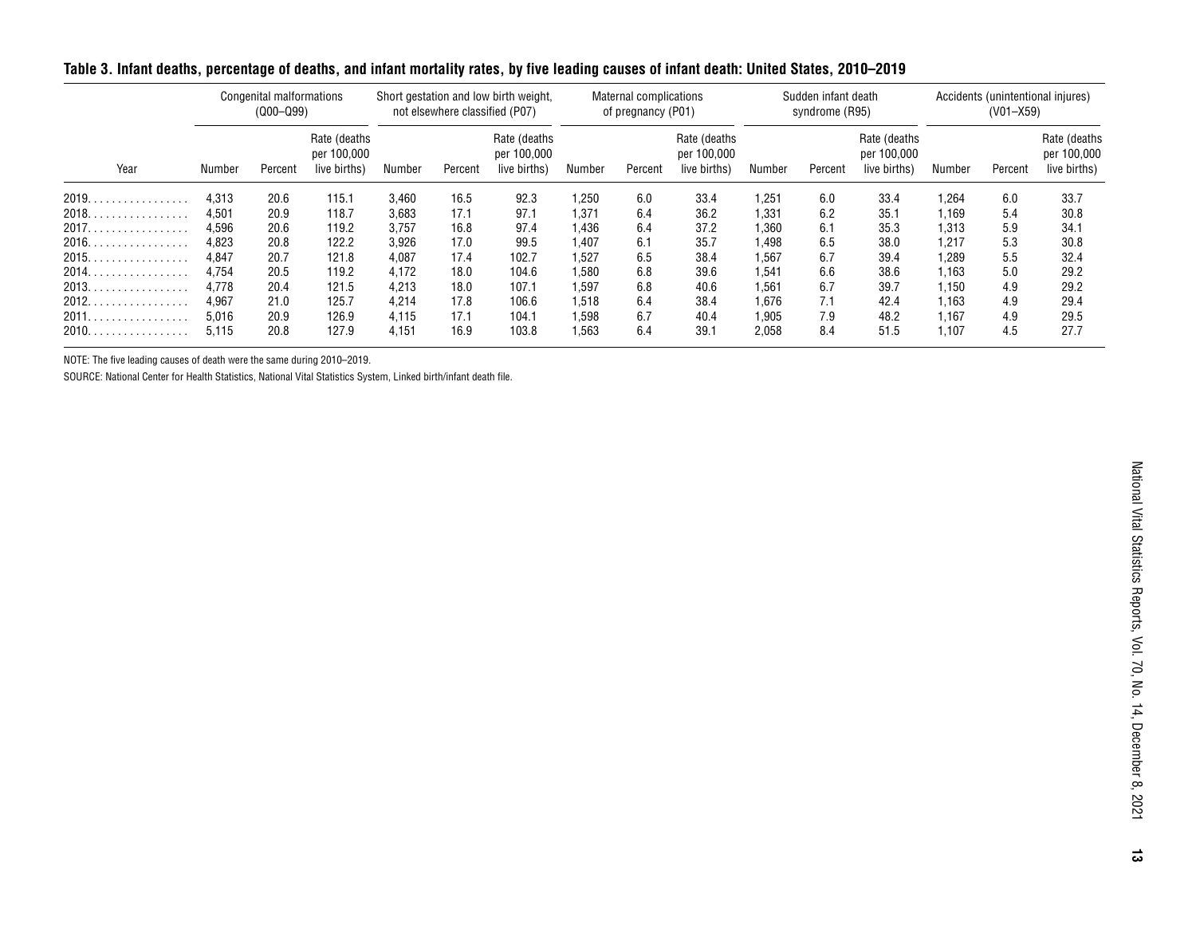## Table 3. Infant deaths, percentage of deaths, and infant mortality rates, by five leading causes of infant death: United States, 2010–2019

| Year | Congenital malformations (Q00–Q99) | | | Short gestation and low birth weight, not elsewhere classified (P07) | | | Maternal complications of pregnancy (P01) | | | Sudden infant death syndrome (R95) | | | Accidents (unintentional injures) (V01–X59) | | |
|---|---|---|---|---|---|---|---|---|---|---|---|---|---|---|---|
| | Number | Percent | Rate (deaths per 100,000 live births) | Number | Percent | Rate (deaths per 100,000 live births) | Number | Percent | Rate (deaths per 100,000 live births) | Number | Percent | Rate (deaths per 100,000 live births) | Number | Percent | Rate (deaths per 100,000 live births) |
| 2019 | 4,313 | 20.6 | 115.1 | 3,460 | 16.5 | 92.3 | 1,250 | 6.0 | 33.4 | 1,251 | 6.0 | 33.4 | 1,264 | 6.0 | 33.7 |
| 2018 | 4,501 | 20.9 | 118.7 | 3,683 | 17.1 | 97.1 | 1,371 | 6.4 | 36.2 | 1,331 | 6.2 | 35.1 | 1,169 | 5.4 | 30.8 |
| 2017 | 4,596 | 20.6 | 119.2 | 3,757 | 16.8 | 97.4 | 1,436 | 6.4 | 37.2 | 1,360 | 6.1 | 35.3 | 1,313 | 5.9 | 34.1 |
| 2016 | 4,823 | 20.8 | 122.2 | 3,926 | 17.0 | 99.5 | 1,407 | 6.1 | 35.7 | 1,498 | 6.5 | 38.0 | 1,217 | 5.3 | 30.8 |
| 2015 | 4,847 | 20.7 | 121.8 | 4,087 | 17.4 | 102.7 | 1,527 | 6.5 | 38.4 | 1,567 | 6.7 | 39.4 | 1,289 | 5.5 | 32.4 |
| 2014 | 4,754 | 20.5 | 119.2 | 4,172 | 18.0 | 104.6 | 1,580 | 6.8 | 39.6 | 1,541 | 6.6 | 38.6 | 1,163 | 5.0 | 29.2 |
| 2013 | 4,778 | 20.4 | 121.5 | 4,213 | 18.0 | 107.1 | 1,597 | 6.8 | 40.6 | 1,561 | 6.7 | 39.7 | 1,150 | 4.9 | 29.2 |
| 2012 | 4,967 | 21.0 | 125.7 | 4,214 | 17.8 | 106.6 | 1,518 | 6.4 | 38.4 | 1,676 | 7.1 | 42.4 | 1,163 | 4.9 | 29.4 |
| 2011 | 5,016 | 20.9 | 126.9 | 4,115 | 17.1 | 104.1 | 1,598 | 6.7 | 40.4 | 1,905 | 7.9 | 48.2 | 1,167 | 4.9 | 29.5 |
| 2010 | 5,115 | 20.8 | 127.9 | 4,151 | 16.9 | 103.8 | 1,563 | 6.4 | 39.1 | 2,058 | 8.4 | 51.5 | 1,107 | 4.5 | 27.7 |

NOTE: The five leading causes of death were the same during 2010–2019.

SOURCE: National Center for Health Statistics, National Vital Statistics System, Linked birth/infant death file.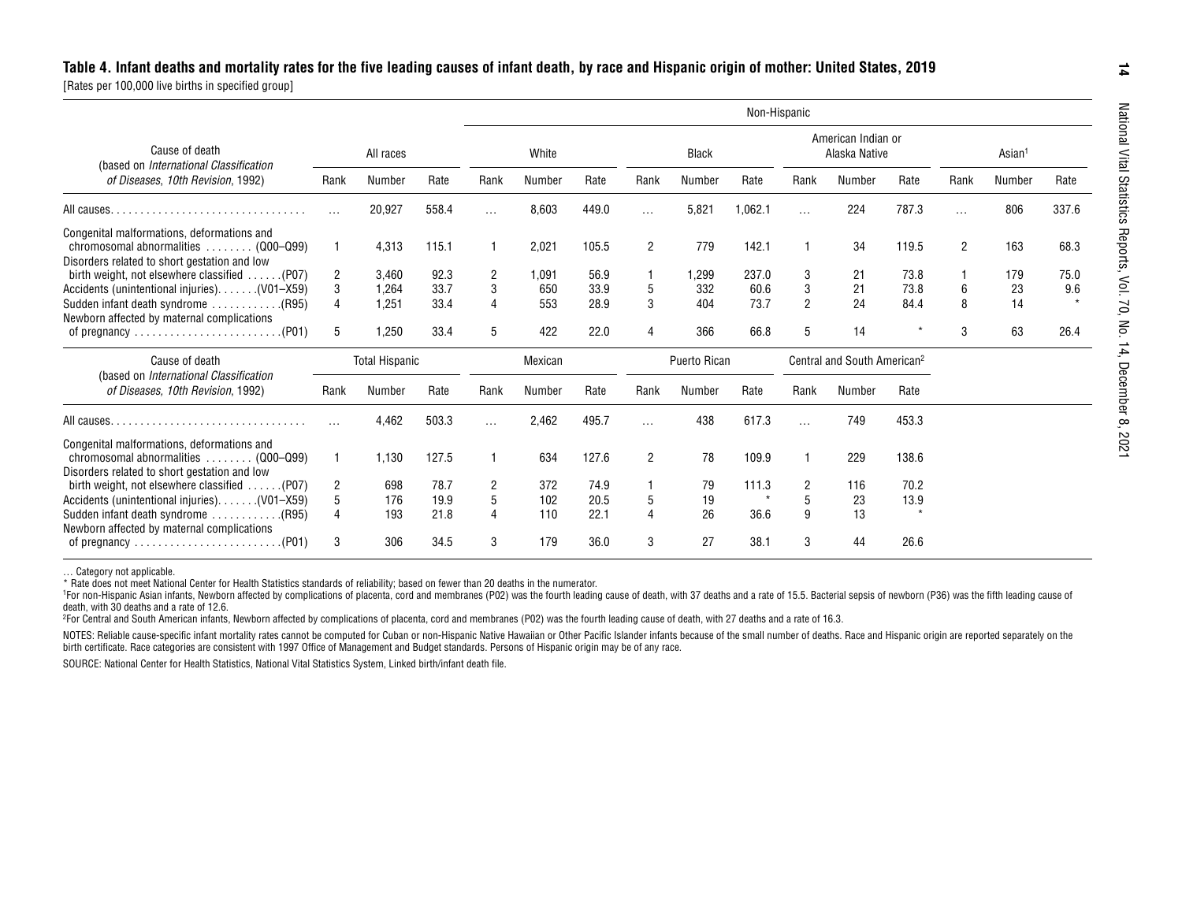**Table 4. Infant deaths and mortality rates for the five leading causes of infant death, by race and Hispanic origin of mother: United States, 2019**

[Rates per 100,000 live births in specified group]

| Cause of death (based on *International Classification of Diseases, 10th Revision*, 1992) | All races | | | Non-Hispanic | | | | | | | | | | | |
|---|---|---|---|---|---|---|---|---|---|---|---|---|---|---|---|
| | | | | White | | | Black | | | American Indian or Alaska Native | | | Asian[1] | | |
| | Rank | Number | Rate | Rank | Number | Rate | Rank | Number | Rate | Rank | Number | Rate | Rank | Number | Rate |
| All causes | … | 20,927 | 558.4 | … | 8,603 | 449.0 | … | 5,821 | 1,062.1 | … | 224 | 787.3 | … | 806 | 337.6 |
| Congenital malformations, deformations and chromosomal abnormalities (Q00–Q99) | 1 | 4,313 | 115.1 | 1 | 2,021 | 105.5 | 2 | 779 | 142.1 | 1 | 34 | 119.5 | 2 | 163 | 68.3 |
| Disorders related to short gestation and low birth weight, not elsewhere classified (P07) | 2 | 3,460 | 92.3 | 2 | 1,091 | 56.9 | 1 | 1,299 | 237.0 | 3 | 21 | 73.8 | 1 | 179 | 75.0 |
| Accidents (unintentional injuries) (V01–X59) | 3 | 1,264 | 33.7 | 3 | 650 | 33.9 | 5 | 332 | 60.6 | 3 | 21 | 73.8 | 6 | 23 | 9.6 |
| Sudden infant death syndrome (R95) | 4 | 1,251 | 33.4 | 4 | 553 | 28.9 | 3 | 404 | 73.7 | 2 | 24 | 84.4 | 8 | 14 | * |
| Newborn affected by maternal complications of pregnancy (P01) | 5 | 1,250 | 33.4 | 5 | 422 | 22.0 | 4 | 366 | 66.8 | 5 | 14 | * | 3 | 63 | 26.4 |

| Cause of death (based on *International Classification of Diseases, 10th Revision*, 1992) | Total Hispanic | | | Mexican | | | Puerto Rican | | | Central and South American[2] | | |
|---|---|---|---|---|---|---|---|---|---|---|---|---|
| | Rank | Number | Rate | Rank | Number | Rate | Rank | Number | Rate | Rank | Number | Rate |
| All causes | … | 4,462 | 503.3 | … | 2,462 | 495.7 | … | 438 | 617.3 | … | 749 | 453.3 |
| Congenital malformations, deformations and chromosomal abnormalities (Q00–Q99) | 1 | 1,130 | 127.5 | 1 | 634 | 127.6 | 2 | 78 | 109.9 | 1 | 229 | 138.6 |
| Disorders related to short gestation and low birth weight, not elsewhere classified (P07) | 2 | 698 | 78.7 | 2 | 372 | 74.9 | 1 | 79 | 111.3 | 2 | 116 | 70.2 |
| Accidents (unintentional injuries) (V01–X59) | 5 | 176 | 19.9 | 5 | 102 | 20.5 | 5 | 19 | * | 5 | 23 | 13.9 |
| Sudden infant death syndrome (R95) | 4 | 193 | 21.8 | 4 | 110 | 22.1 | 4 | 26 | 36.6 | 9 | 13 | * |
| Newborn affected by maternal complications of pregnancy (P01) | 3 | 306 | 34.5 | 3 | 179 | 36.0 | 3 | 27 | 38.1 | 3 | 44 | 26.6 |

… Category not applicable.

* Rate does not meet National Center for Health Statistics standards of reliability; based on fewer than 20 deaths in the numerator.

[1] For non-Hispanic Asian infants, Newborn affected by complications of placenta, cord and membranes (P02) was the fourth leading cause of death, with 37 deaths and a rate of 15.5. Bacterial sepsis of newborn (P36) was the fifth leading cause of death, with 30 deaths and a rate of 12.6.

[2] For Central and South American infants, Newborn affected by complications of placenta, cord and membranes (P02) was the fourth leading cause of death, with 27 deaths and a rate of 16.3.

NOTES: Reliable cause-specific infant mortality rates cannot be computed for Cuban or non-Hispanic Native Hawaiian or Other Pacific Islander infants because of the small number of deaths. Race and Hispanic origin are reported separately on the birth certificate. Race categories are consistent with 1997 Office of Management and Budget standards. Persons of Hispanic origin may be of any race.

SOURCE: National Center for Health Statistics, National Vital Statistics System, Linked birth/infant death file.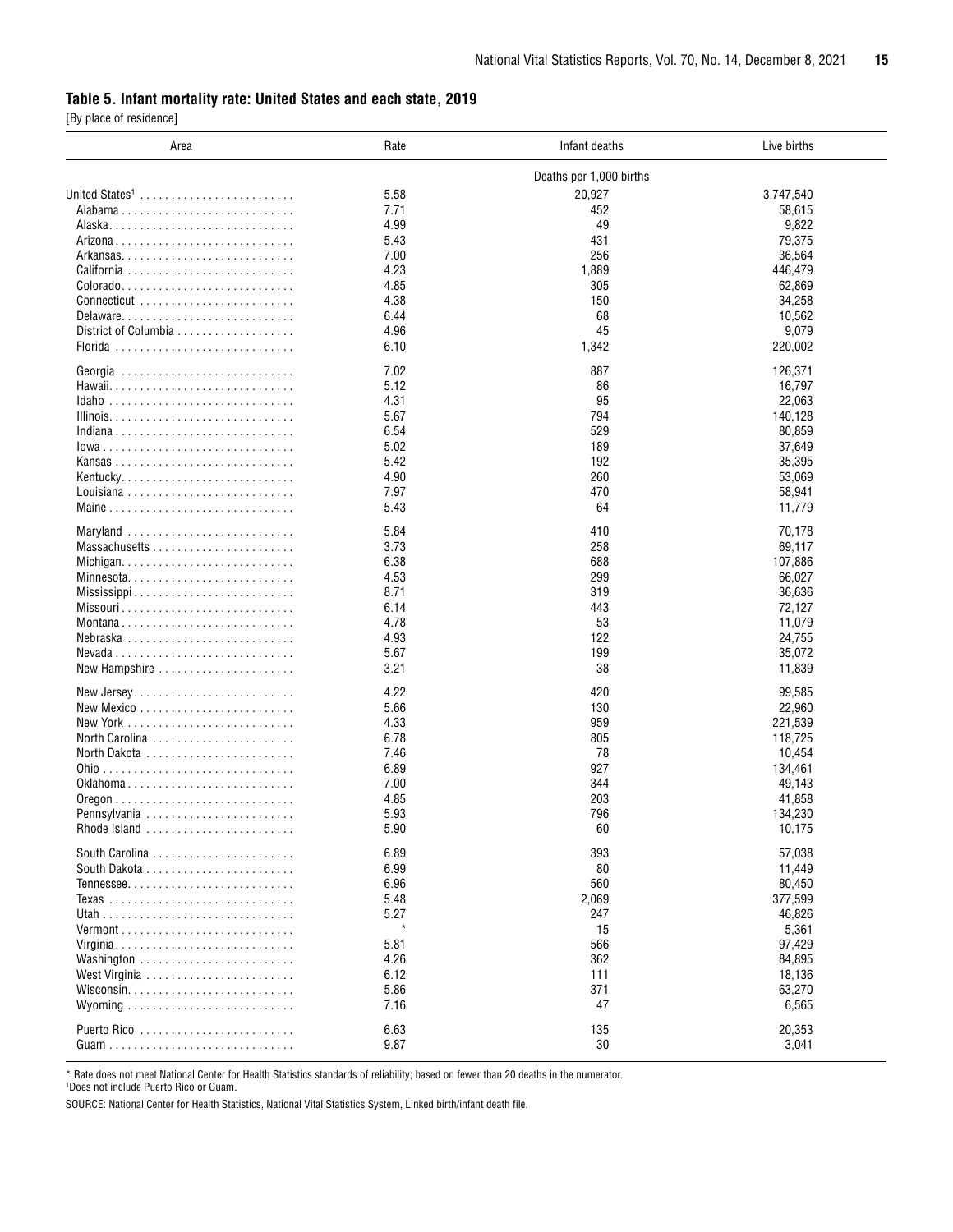## Table 5. Infant mortality rate: United States and each state, 2019

[By place of residence]

| Area | Rate | Infant deaths | Live births |
|---|---|---|---|
| | Deaths per 1,000 births | | |
| United States[1] | 5.58 | 20,927 | 3,747,540 |
| Alabama | 7.71 | 452 | 58,615 |
| Alaska | 4.99 | 49 | 9,822 |
| Arizona | 5.43 | 431 | 79,375 |
| Arkansas | 7.00 | 256 | 36,564 |
| California | 4.23 | 1,889 | 446,479 |
| Colorado | 4.85 | 305 | 62,869 |
| Connecticut | 4.38 | 150 | 34,258 |
| Delaware | 6.44 | 68 | 10,562 |
| District of Columbia | 4.96 | 45 | 9,079 |
| Florida | 6.10 | 1,342 | 220,002 |
| Georgia | 7.02 | 887 | 126,371 |
| Hawaii | 5.12 | 86 | 16,797 |
| Idaho | 4.31 | 95 | 22,063 |
| Illinois | 5.67 | 794 | 140,128 |
| Indiana | 6.54 | 529 | 80,859 |
| Iowa | 5.02 | 189 | 37,649 |
| Kansas | 5.42 | 192 | 35,395 |
| Kentucky | 4.90 | 260 | 53,069 |
| Louisiana | 7.97 | 470 | 58,941 |
| Maine | 5.43 | 64 | 11,779 |
| Maryland | 5.84 | 410 | 70,178 |
| Massachusetts | 3.73 | 258 | 69,117 |
| Michigan | 6.38 | 688 | 107,886 |
| Minnesota | 4.53 | 299 | 66,027 |
| Mississippi | 8.71 | 319 | 36,636 |
| Missouri | 6.14 | 443 | 72,127 |
| Montana | 4.78 | 53 | 11,079 |
| Nebraska | 4.93 | 122 | 24,755 |
| Nevada | 5.67 | 199 | 35,072 |
| New Hampshire | 3.21 | 38 | 11,839 |
| New Jersey | 4.22 | 420 | 99,585 |
| New Mexico | 5.66 | 130 | 22,960 |
| New York | 4.33 | 959 | 221,539 |
| North Carolina | 6.78 | 805 | 118,725 |
| North Dakota | 7.46 | 78 | 10,454 |
| Ohio | 6.89 | 927 | 134,461 |
| Oklahoma | 7.00 | 344 | 49,143 |
| Oregon | 4.85 | 203 | 41,858 |
| Pennsylvania | 5.93 | 796 | 134,230 |
| Rhode Island | 5.90 | 60 | 10,175 |
| South Carolina | 6.89 | 393 | 57,038 |
| South Dakota | 6.99 | 80 | 11,449 |
| Tennessee | 6.96 | 560 | 80,450 |
| Texas | 5.48 | 2,069 | 377,599 |
| Utah | 5.27 | 247 | 46,826 |
| Vermont | * | 15 | 5,361 |
| Virginia | 5.81 | 566 | 97,429 |
| Washington | 4.26 | 362 | 84,895 |
| West Virginia | 6.12 | 111 | 18,136 |
| Wisconsin | 5.86 | 371 | 63,270 |
| Wyoming | 7.16 | 47 | 6,565 |
| Puerto Rico | 6.63 | 135 | 20,353 |
| Guam | 9.87 | 30 | 3,041 |

* Rate does not meet National Center for Health Statistics standards of reliability; based on fewer than 20 deaths in the numerator.

[1] Does not include Puerto Rico or Guam.

SOURCE: National Center for Health Statistics, National Vital Statistics System, Linked birth/infant death file.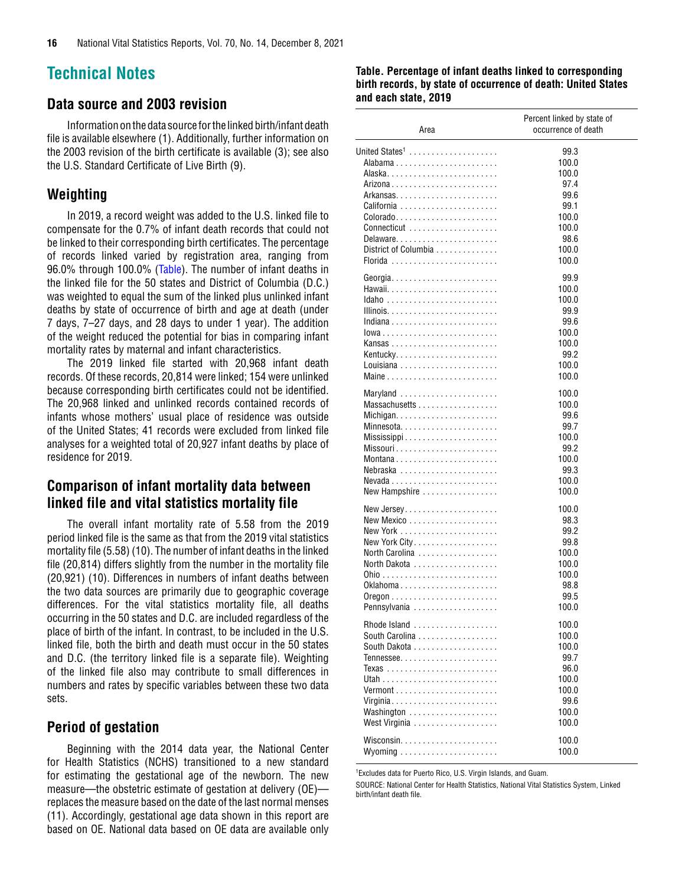# Technical Notes

## Data source and 2003 revision

Information on the data source for the linked birth/infant death file is available elsewhere (1). Additionally, further information on the 2003 revision of the birth certificate is available (3); see also the U.S. Standard Certificate of Live Birth (9).

## Weighting

In 2019, a record weight was added to the U.S. linked file to compensate for the 0.7% of infant death records that could not be linked to their corresponding birth certificates. The percentage of records linked varied by registration area, ranging from 96.0% through 100.0% (Table). The number of infant deaths in the linked file for the 50 states and District of Columbia (D.C.) was weighted to equal the sum of the linked plus unlinked infant deaths by state of occurrence of birth and age at death (under 7 days, 7–27 days, and 28 days to under 1 year). The addition of the weight reduced the potential for bias in comparing infant mortality rates by maternal and infant characteristics.

The 2019 linked file started with 20,968 infant death records. Of these records, 20,814 were linked; 154 were unlinked because corresponding birth certificates could not be identified. The 20,968 linked and unlinked records contained records of infants whose mothers' usual place of residence was outside of the United States; 41 records were excluded from linked file analyses for a weighted total of 20,927 infant deaths by place of residence for 2019.

## Comparison of infant mortality data between linked file and vital statistics mortality file

The overall infant mortality rate of 5.58 from the 2019 period linked file is the same as that from the 2019 vital statistics mortality file (5.58) (10). The number of infant deaths in the linked file (20,814) differs slightly from the number in the mortality file (20,921) (10). Differences in numbers of infant deaths between the two data sources are primarily due to geographic coverage differences. For the vital statistics mortality file, all deaths occurring in the 50 states and D.C. are included regardless of the place of birth of the infant. In contrast, to be included in the U.S. linked file, both the birth and death must occur in the 50 states and D.C. (the territory linked file is a separate file). Weighting of the linked file also may contribute to small differences in numbers and rates by specific variables between these two data sets.

## Period of gestation

Beginning with the 2014 data year, the National Center for Health Statistics (NCHS) transitioned to a new standard for estimating the gestational age of the newborn. The new measure—the obstetric estimate of gestation at delivery (OE)—replaces the measure based on the date of the last normal menses (11). Accordingly, gestational age data shown in this report are based on OE. National data based on OE data are available only

**Table. Percentage of infant deaths linked to corresponding birth records, by state of occurrence of death: United States and each state, 2019**

| Area | Percent linked by state of occurrence of death |
|---|---|
| United States[1] | 99.3 |
| Alabama | 100.0 |
| Alaska | 100.0 |
| Arizona | 97.4 |
| Arkansas | 99.6 |
| California | 99.1 |
| Colorado | 100.0 |
| Connecticut | 100.0 |
| Delaware | 98.6 |
| District of Columbia | 100.0 |
| Florida | 100.0 |
| Georgia | 99.9 |
| Hawaii | 100.0 |
| Idaho | 100.0 |
| Illinois | 99.9 |
| Indiana | 99.6 |
| Iowa | 100.0 |
| Kansas | 100.0 |
| Kentucky | 99.2 |
| Louisiana | 100.0 |
| Maine | 100.0 |
| Maryland | 100.0 |
| Massachusetts | 100.0 |
| Michigan | 99.6 |
| Minnesota | 99.7 |
| Mississippi | 100.0 |
| Missouri | 99.2 |
| Montana | 100.0 |
| Nebraska | 99.3 |
| Nevada | 100.0 |
| New Hampshire | 100.0 |
| New Jersey | 100.0 |
| New Mexico | 98.3 |
| New York | 99.2 |
| New York City | 99.8 |
| North Carolina | 100.0 |
| North Dakota | 100.0 |
| Ohio | 100.0 |
| Oklahoma | 98.8 |
| Oregon | 99.5 |
| Pennsylvania | 100.0 |
| Rhode Island | 100.0 |
| South Carolina | 100.0 |
| South Dakota | 100.0 |
| Tennessee | 99.7 |
| Texas | 96.0 |
| Utah | 100.0 |
| Vermont | 100.0 |
| Virginia | 99.6 |
| Washington | 100.0 |
| West Virginia | 100.0 |
| Wisconsin | 100.0 |
| Wyoming | 100.0 |

[1] Excludes data for Puerto Rico, U.S. Virgin Islands, and Guam.

SOURCE: National Center for Health Statistics, National Vital Statistics System, Linked birth/infant death file.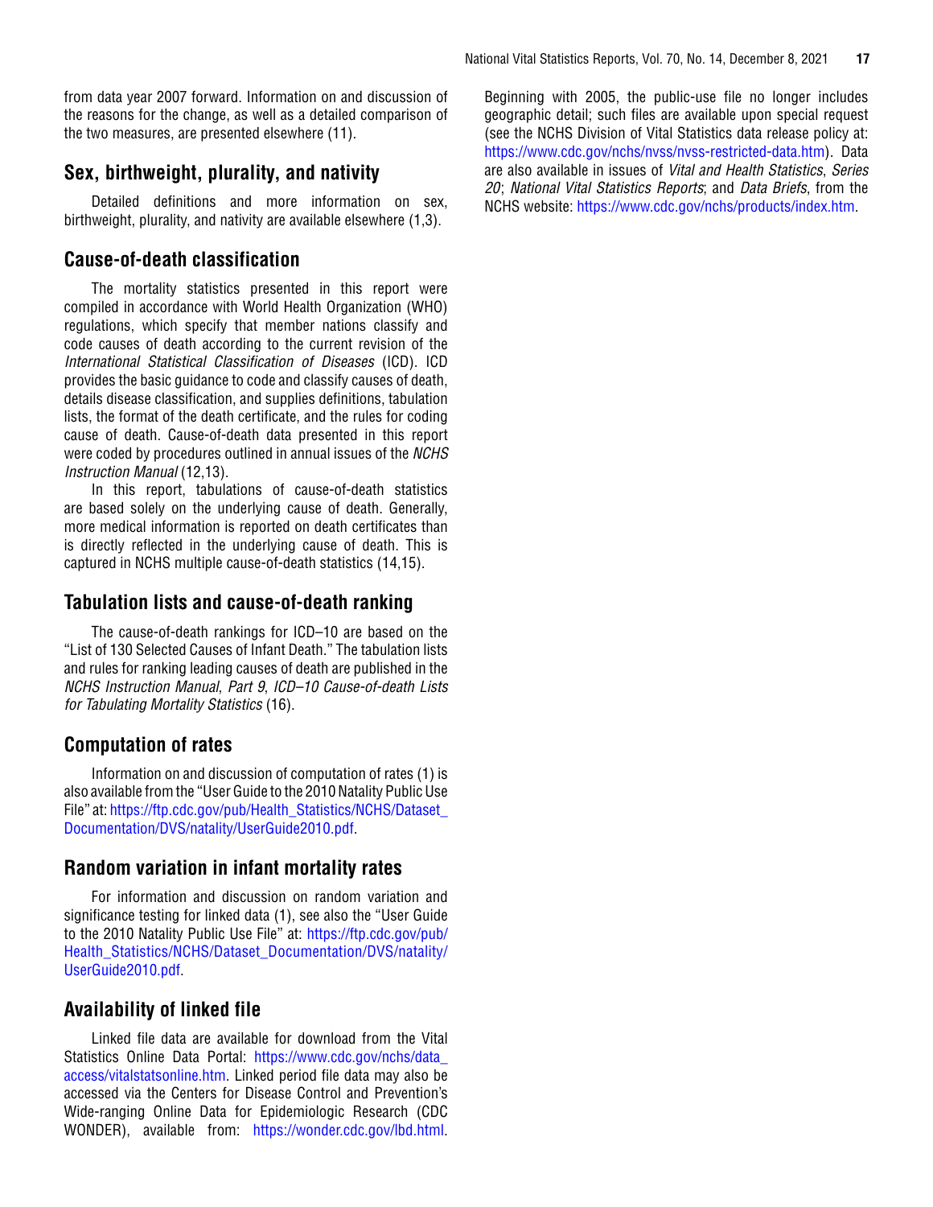from data year 2007 forward. Information on and discussion of the reasons for the change, as well as a detailed comparison of the two measures, are presented elsewhere (11).

## Sex, birthweight, plurality, and nativity

Detailed definitions and more information on sex, birthweight, plurality, and nativity are available elsewhere (1,3).

## Cause-of-death classification

The mortality statistics presented in this report were compiled in accordance with World Health Organization (WHO) regulations, which specify that member nations classify and code causes of death according to the current revision of the *International Statistical Classification of Diseases* (ICD). ICD provides the basic guidance to code and classify causes of death, details disease classification, and supplies definitions, tabulation lists, the format of the death certificate, and the rules for coding cause of death. Cause-of-death data presented in this report were coded by procedures outlined in annual issues of the *NCHS Instruction Manual* (12,13).

In this report, tabulations of cause-of-death statistics are based solely on the underlying cause of death. Generally, more medical information is reported on death certificates than is directly reflected in the underlying cause of death. This is captured in NCHS multiple cause-of-death statistics (14,15).

## Tabulation lists and cause-of-death ranking

The cause-of-death rankings for ICD–10 are based on the "List of 130 Selected Causes of Infant Death." The tabulation lists and rules for ranking leading causes of death are published in the *NCHS Instruction Manual, Part 9, ICD–10 Cause-of-death Lists for Tabulating Mortality Statistics* (16).

## Computation of rates

Information on and discussion of computation of rates (1) is also available from the "User Guide to the 2010 Natality Public Use File" at: https://ftp.cdc.gov/pub/Health_Statistics/NCHS/Dataset_Documentation/DVS/natality/UserGuide2010.pdf.

## Random variation in infant mortality rates

For information and discussion on random variation and significance testing for linked data (1), see also the "User Guide to the 2010 Natality Public Use File" at: https://ftp.cdc.gov/pub/Health_Statistics/NCHS/Dataset_Documentation/DVS/natality/UserGuide2010.pdf.

## Availability of linked file

Linked file data are available for download from the Vital Statistics Online Data Portal: https://www.cdc.gov/nchs/data_access/vitalstatsonline.htm. Linked period file data may also be accessed via the Centers for Disease Control and Prevention's Wide-ranging Online Data for Epidemiologic Research (CDC WONDER), available from: https://wonder.cdc.gov/lbd.html. Beginning with 2005, the public-use file no longer includes geographic detail; such files are available upon special request (see the NCHS Division of Vital Statistics data release policy at: https://www.cdc.gov/nchs/nvss/nvss-restricted-data.htm). Data are also available in issues of *Vital and Health Statistics*, *Series 20*; *National Vital Statistics Reports*; and *Data Briefs*, from the NCHS website: https://www.cdc.gov/nchs/products/index.htm.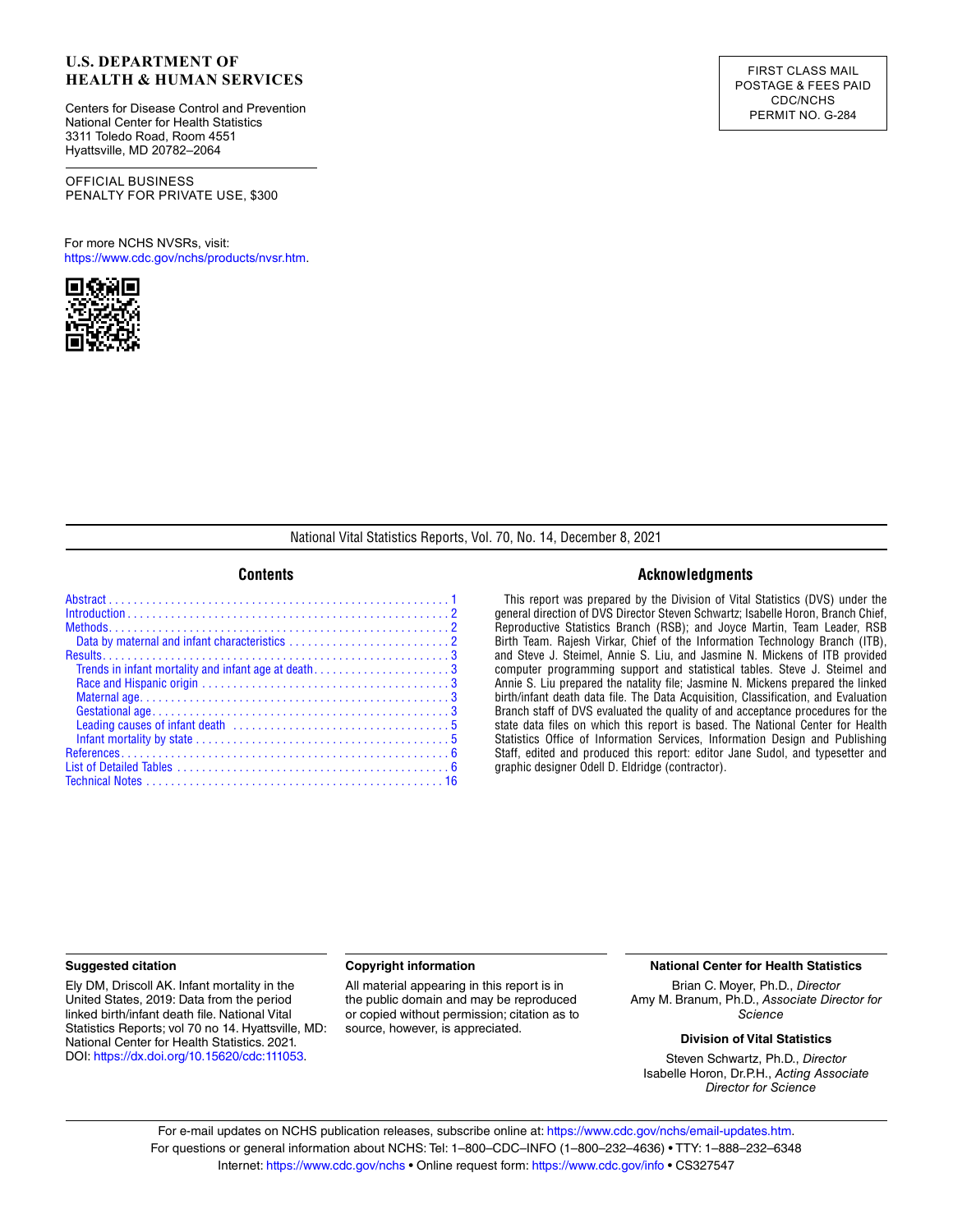**U.S. DEPARTMENT OF HEALTH & HUMAN SERVICES**

Centers for Disease Control and Prevention
National Center for Health Statistics
3311 Toledo Road, Room 4551
Hyattsville, MD 20782–2064

OFFICIAL BUSINESS
PENALTY FOR PRIVATE USE, $300

FIRST CLASS MAIL
POSTAGE & FEES PAID
CDC/NCHS
PERMIT NO. G-284

For more NCHS NVSRs, visit:
https://www.cdc.gov/nchs/products/nvsr.htm.

National Vital Statistics Reports, Vol. 70, No. 14, December 8, 2021

## Contents

- Abstract . . . 1
- Introduction . . . 2
- Methods . . . 2
  - Data by maternal and infant characteristics . . . 2
- Results . . . 3
  - Trends in infant mortality and infant age at death . . . 3
  - Race and Hispanic origin . . . 3
  - Maternal age . . . 3
  - Gestational age . . . 3
  - Leading causes of infant death . . . 5
  - Infant mortality by state . . . 5
- References . . . 6
- List of Detailed Tables . . . 6
- Technical Notes . . . 16

## Acknowledgments

This report was prepared by the Division of Vital Statistics (DVS) under the general direction of DVS Director Steven Schwartz; Isabelle Horon, Branch Chief, Reproductive Statistics Branch (RSB); and Joyce Martin, Team Leader, RSB Birth Team. Rajesh Virkar, Chief of the Information Technology Branch (ITB), and Steve J. Steimel, Annie S. Liu, and Jasmine N. Mickens of ITB provided computer programming support and statistical tables. Steve J. Steimel and Annie S. Liu prepared the natality file; Jasmine N. Mickens prepared the linked birth/infant death data file. The Data Acquisition, Classification, and Evaluation Branch staff of DVS evaluated the quality of and acceptance procedures for the state data files on which this report is based. The National Center for Health Statistics Office of Information Services, Information Design and Publishing Staff, edited and produced this report: editor Jane Sudol, and typesetter and graphic designer Odell D. Eldridge (contractor).

**Suggested citation**

Ely DM, Driscoll AK. Infant mortality in the United States, 2019: Data from the period linked birth/infant death file. National Vital Statistics Reports; vol 70 no 14. Hyattsville, MD: National Center for Health Statistics. 2021. DOI: https://dx.doi.org/10.15620/cdc:111053.

**Copyright information**

All material appearing in this report is in the public domain and may be reproduced or copied without permission; citation as to source, however, is appreciated.

**National Center for Health Statistics**

Brian C. Moyer, Ph.D., *Director*
Amy M. Branum, Ph.D., *Associate Director for Science*

**Division of Vital Statistics**

Steven Schwartz, Ph.D., *Director*
Isabelle Horon, Dr.P.H., *Acting Associate Director for Science*

For e-mail updates on NCHS publication releases, subscribe online at: https://www.cdc.gov/nchs/email-updates.htm.
For questions or general information about NCHS: Tel: 1–800–CDC–INFO (1–800–232–4636) • TTY: 1–888–232–6348
Internet: https://www.cdc.gov/nchs • Online request form: https://www.cdc.gov/info • CS327547